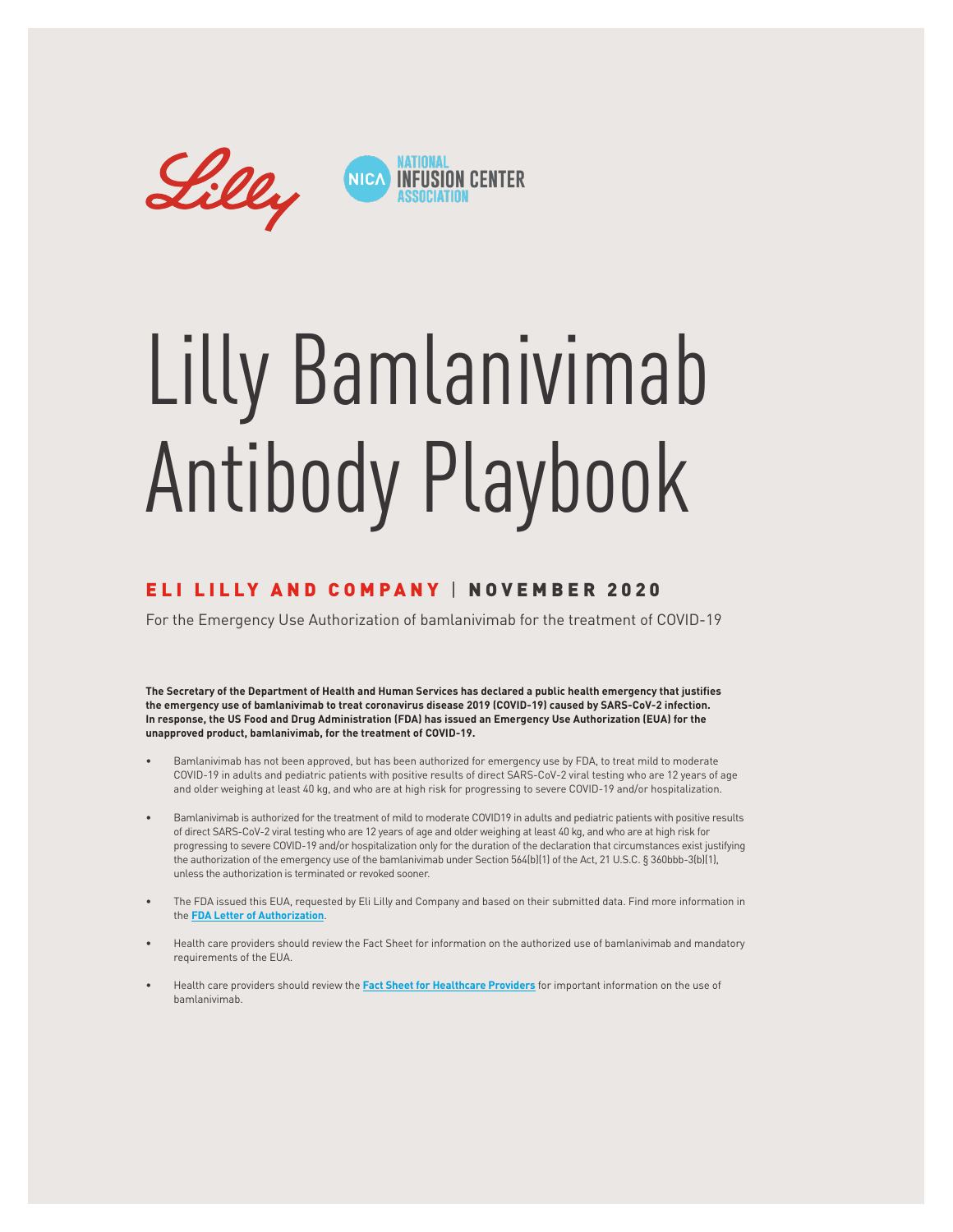Lilly

NATIONAL INFUSION CENTER ASSOCIATION

# Lilly Bamlanivimab Antibody Playbook

## ELI LILLY AND COMPANY | NOVEMBER 2020

For the Emergency Use Authorization of bamlanivimab for the treatment of COVID-19

**The Secretary of the Department of Health and Human Services has declared a public health emergency that justifies the emergency use of bamlanivimab to treat coronavirus disease 2019 (COVID-19) caused by SARS-CoV-2 infection. In response, the US Food and Drug Administration (FDA) has issued an Emergency Use Authorization (EUA) for the unapproved product, bamlanivimab, for the treatment of COVID-19.**

- Bamlanivimab has not been approved, but has been authorized for emergency use by FDA, to treat mild to moderate COVID-19 in adults and pediatric patients with positive results of direct SARS-CoV-2 viral testing who are 12 years of age and older weighing at least 40 kg, and who are at high risk for progressing to severe COVID-19 and/or hospitalization.
- Bamlanivimab is authorized for the treatment of mild to moderate COVID19 in adults and pediatric patients with positive results of direct SARS-CoV-2 viral testing who are 12 years of age and older weighing at least 40 kg, and who are at high risk for progressing to severe COVID-19 and/or hospitalization only for the duration of the declaration that circumstances exist justifying the authorization of the emergency use of the bamlanivimab under Section 564(b)(1) of the Act, 21 U.S.C. § 360bbb-3(b)(1), unless the authorization is terminated or revoked sooner.
- The FDA issued this EUA, requested by Eli Lilly and Company and based on their submitted data. Find more information in the **FDA Letter of Authorization**.
- Health care providers should review the Fact Sheet for information on the authorized use of bamlanivimab and mandatory requirements of the EUA.
- Health care providers should review the **Fact Sheet for Healthcare Providers** for important information on the use of bamlanivimab.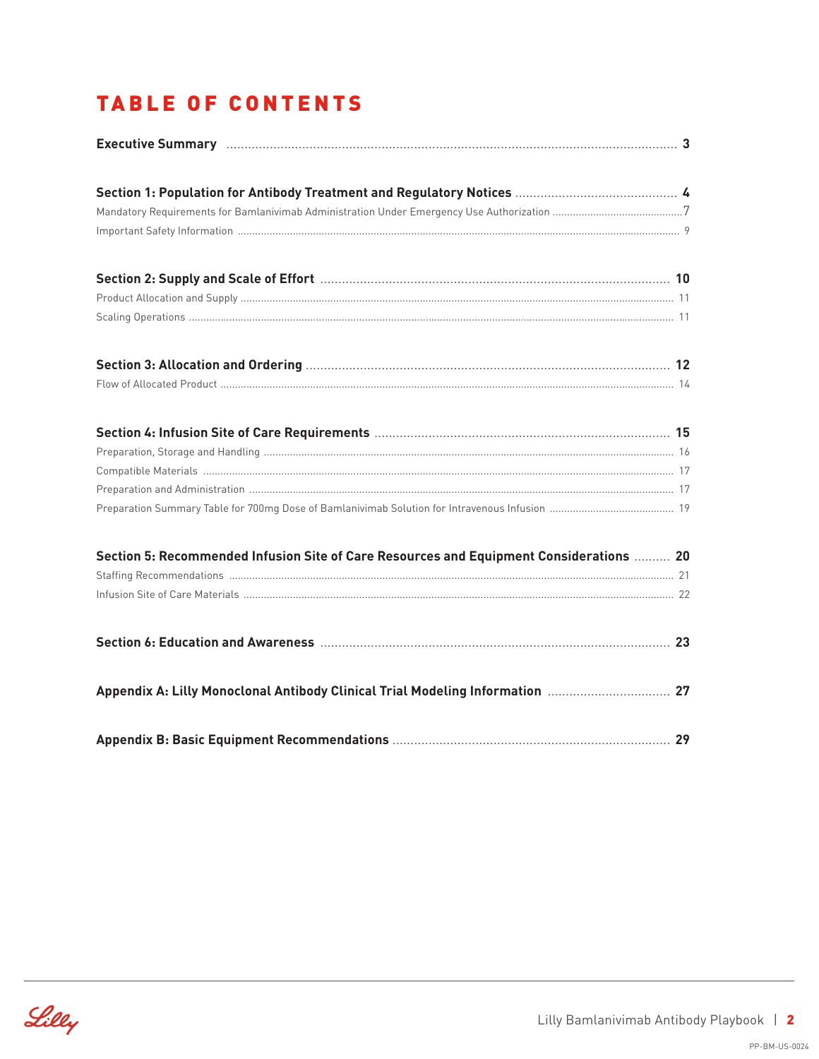# TABLE OF CONTENTS

**Executive Summary** ..... **3**

**Section 1: Population for Antibody Treatment and Regulatory Notices** ..... **4**

Mandatory Requirements for Bamlanivimab Administration Under Emergency Use Authorization ..... 7

Important Safety Information ..... 9

**Section 2: Supply and Scale of Effort** ..... **10**

Product Allocation and Supply ..... 11

Scaling Operations ..... 11

**Section 3: Allocation and Ordering** ..... **12**

Flow of Allocated Product ..... 14

**Section 4: Infusion Site of Care Requirements** ..... **15**

Preparation, Storage and Handling ..... 16

Compatible Materials ..... 17

Preparation and Administration ..... 17

Preparation Summary Table for 700mg Dose of Bamlanivimab Solution for Intravenous Infusion ..... 19

**Section 5: Recommended Infusion Site of Care Resources and Equipment Considerations** ..... **20**

Staffing Recommendations ..... 21

Infusion Site of Care Materials ..... 22

**Section 6: Education and Awareness** ..... **23**

**Appendix A: Lilly Monoclonal Antibody Clinical Trial Modeling Information** ..... **27**

**Appendix B: Basic Equipment Recommendations** ..... **29**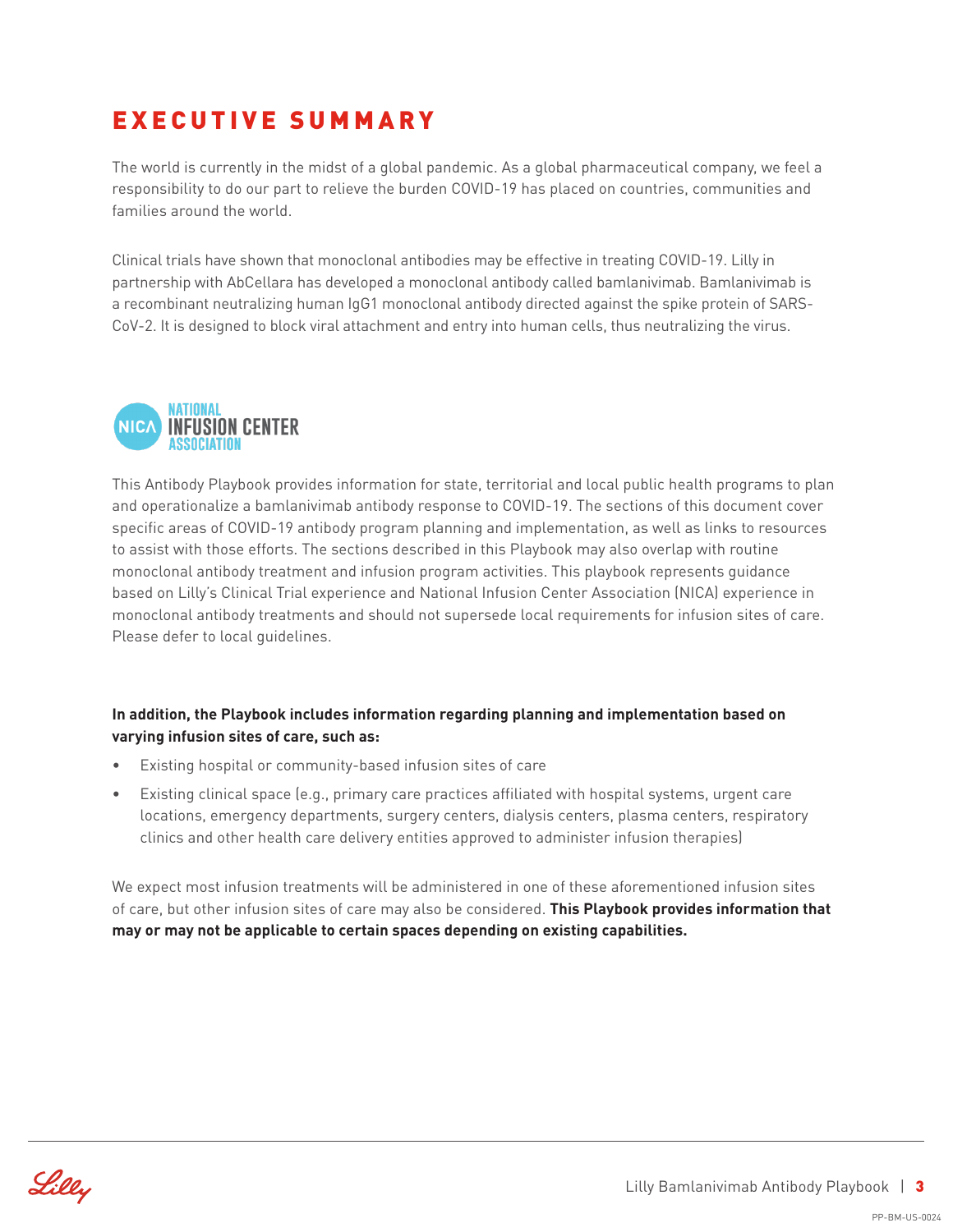# EXECUTIVE SUMMARY

The world is currently in the midst of a global pandemic. As a global pharmaceutical company, we feel a responsibility to do our part to relieve the burden COVID-19 has placed on countries, communities and families around the world.

Clinical trials have shown that monoclonal antibodies may be effective in treating COVID-19. Lilly in partnership with AbCellara has developed a monoclonal antibody called bamlanivimab. Bamlanivimab is a recombinant neutralizing human IgG1 monoclonal antibody directed against the spike protein of SARS-CoV-2. It is designed to block viral attachment and entry into human cells, thus neutralizing the virus.

NICA NATIONAL INFUSION CENTER ASSOCIATION

This Antibody Playbook provides information for state, territorial and local public health programs to plan and operationalize a bamlanivimab antibody response to COVID-19. The sections of this document cover specific areas of COVID-19 antibody program planning and implementation, as well as links to resources to assist with those efforts. The sections described in this Playbook may also overlap with routine monoclonal antibody treatment and infusion program activities. This playbook represents guidance based on Lilly's Clinical Trial experience and National Infusion Center Association (NICA) experience in monoclonal antibody treatments and should not supersede local requirements for infusion sites of care. Please defer to local guidelines.

**In addition, the Playbook includes information regarding planning and implementation based on varying infusion sites of care, such as:**

- Existing hospital or community-based infusion sites of care
- Existing clinical space (e.g., primary care practices affiliated with hospital systems, urgent care locations, emergency departments, surgery centers, dialysis centers, plasma centers, respiratory clinics and other health care delivery entities approved to administer infusion therapies)

We expect most infusion treatments will be administered in one of these aforementioned infusion sites of care, but other infusion sites of care may also be considered. **This Playbook provides information that may or may not be applicable to certain spaces depending on existing capabilities.**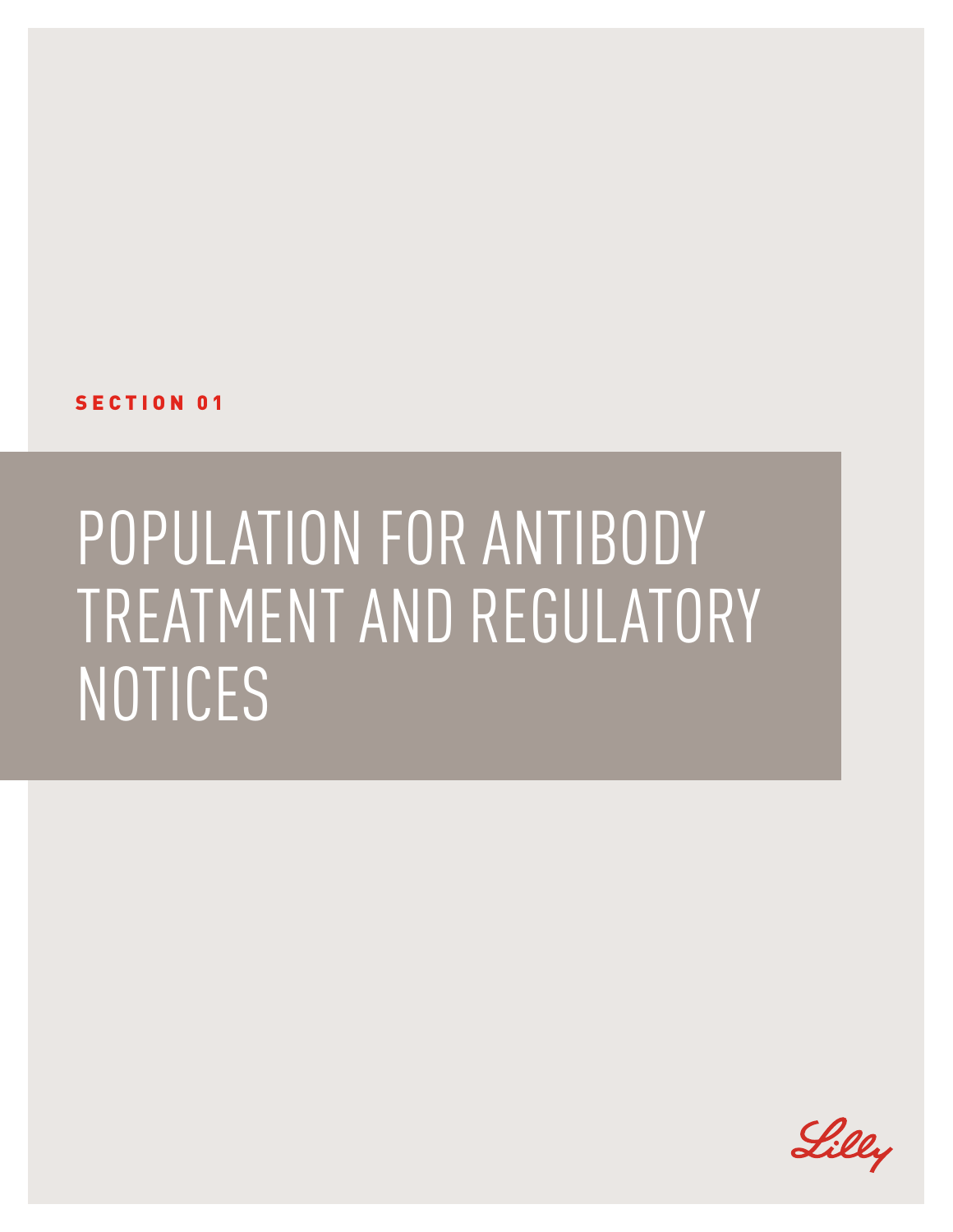SECTION 01

# POPULATION FOR ANTIBODY TREATMENT AND REGULATORY NOTICES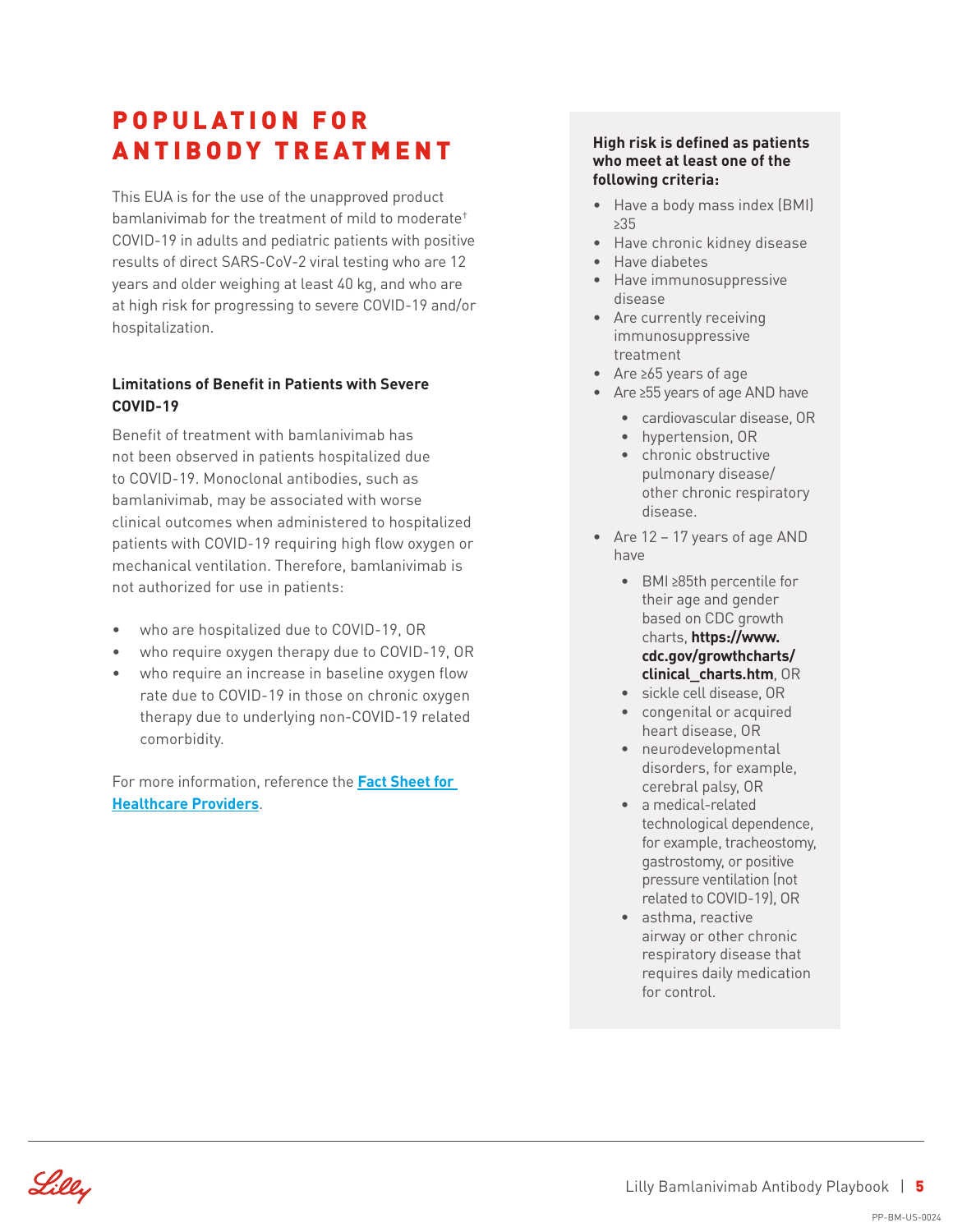# POPULATION FOR ANTIBODY TREATMENT

This EUA is for the use of the unapproved product bamlanivimab for the treatment of mild to moderate† COVID-19 in adults and pediatric patients with positive results of direct SARS-CoV-2 viral testing who are 12 years and older weighing at least 40 kg, and who are at high risk for progressing to severe COVID-19 and/or hospitalization.

### Limitations of Benefit in Patients with Severe COVID-19

Benefit of treatment with bamlanivimab has not been observed in patients hospitalized due to COVID-19. Monoclonal antibodies, such as bamlanivimab, may be associated with worse clinical outcomes when administered to hospitalized patients with COVID-19 requiring high flow oxygen or mechanical ventilation. Therefore, bamlanivimab is not authorized for use in patients:

- who are hospitalized due to COVID-19, OR
- who require oxygen therapy due to COVID-19, OR
- who require an increase in baseline oxygen flow rate due to COVID-19 in those on chronic oxygen therapy due to underlying non-COVID-19 related comorbidity.

For more information, reference the **Fact Sheet for Healthcare Providers**.

**High risk is defined as patients who meet at least one of the following criteria:**

- Have a body mass index (BMI) ≥35
- Have chronic kidney disease
- Have diabetes
- Have immunosuppressive disease
- Are currently receiving immunosuppressive treatment
- Are ≥65 years of age
- Are ≥55 years of age AND have
  - cardiovascular disease, OR
  - hypertension, OR
  - chronic obstructive pulmonary disease/other chronic respiratory disease.
- Are 12 – 17 years of age AND have
  - BMI ≥85th percentile for their age and gender based on CDC growth charts, **https://www.cdc.gov/growthcharts/clinical_charts.htm**, OR
  - sickle cell disease, OR
  - congenital or acquired heart disease, OR
  - neurodevelopmental disorders, for example, cerebral palsy, OR
  - a medical-related technological dependence, for example, tracheostomy, gastrostomy, or positive pressure ventilation (not related to COVID-19), OR
  - asthma, reactive airway or other chronic respiratory disease that requires daily medication for control.

PP-BM-US-0024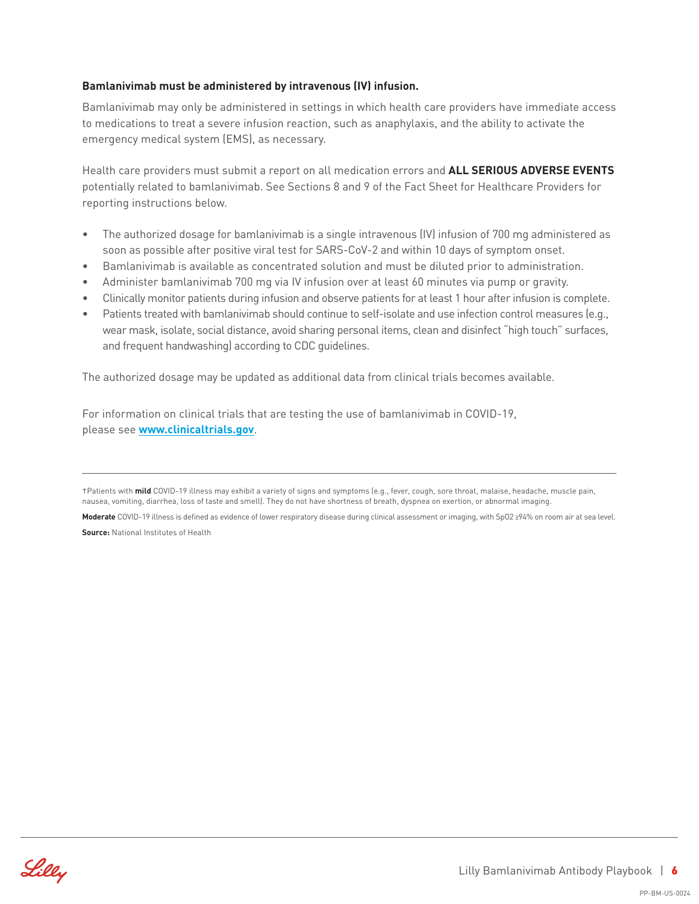**Bamlanivimab must be administered by intravenous (IV) infusion.**

Bamlanivimab may only be administered in settings in which health care providers have immediate access to medications to treat a severe infusion reaction, such as anaphylaxis, and the ability to activate the emergency medical system (EMS), as necessary.

Health care providers must submit a report on all medication errors and **ALL SERIOUS ADVERSE EVENTS** potentially related to bamlanivimab. See Sections 8 and 9 of the Fact Sheet for Healthcare Providers for reporting instructions below.

- The authorized dosage for bamlanivimab is a single intravenous (IV) infusion of 700 mg administered as soon as possible after positive viral test for SARS-CoV-2 and within 10 days of symptom onset.
- Bamlanivimab is available as concentrated solution and must be diluted prior to administration.
- Administer bamlanivimab 700 mg via IV infusion over at least 60 minutes via pump or gravity.
- Clinically monitor patients during infusion and observe patients for at least 1 hour after infusion is complete.
- Patients treated with bamlanivimab should continue to self-isolate and use infection control measures (e.g., wear mask, isolate, social distance, avoid sharing personal items, clean and disinfect "high touch" surfaces, and frequent handwashing) according to CDC guidelines.

The authorized dosage may be updated as additional data from clinical trials becomes available.

For information on clinical trials that are testing the use of bamlanivimab in COVID-19, please see **www.clinicaltrials.gov**.

---

†Patients with **mild** COVID-19 illness may exhibit a variety of signs and symptoms (e.g., fever, cough, sore throat, malaise, headache, muscle pain, nausea, vomiting, diarrhea, loss of taste and smell). They do not have shortness of breath, dyspnea on exertion, or abnormal imaging.

**Moderate** COVID-19 illness is defined as evidence of lower respiratory disease during clinical assessment or imaging, with SpO2 ≥94% on room air at sea level.

**Source:** National Institutes of Health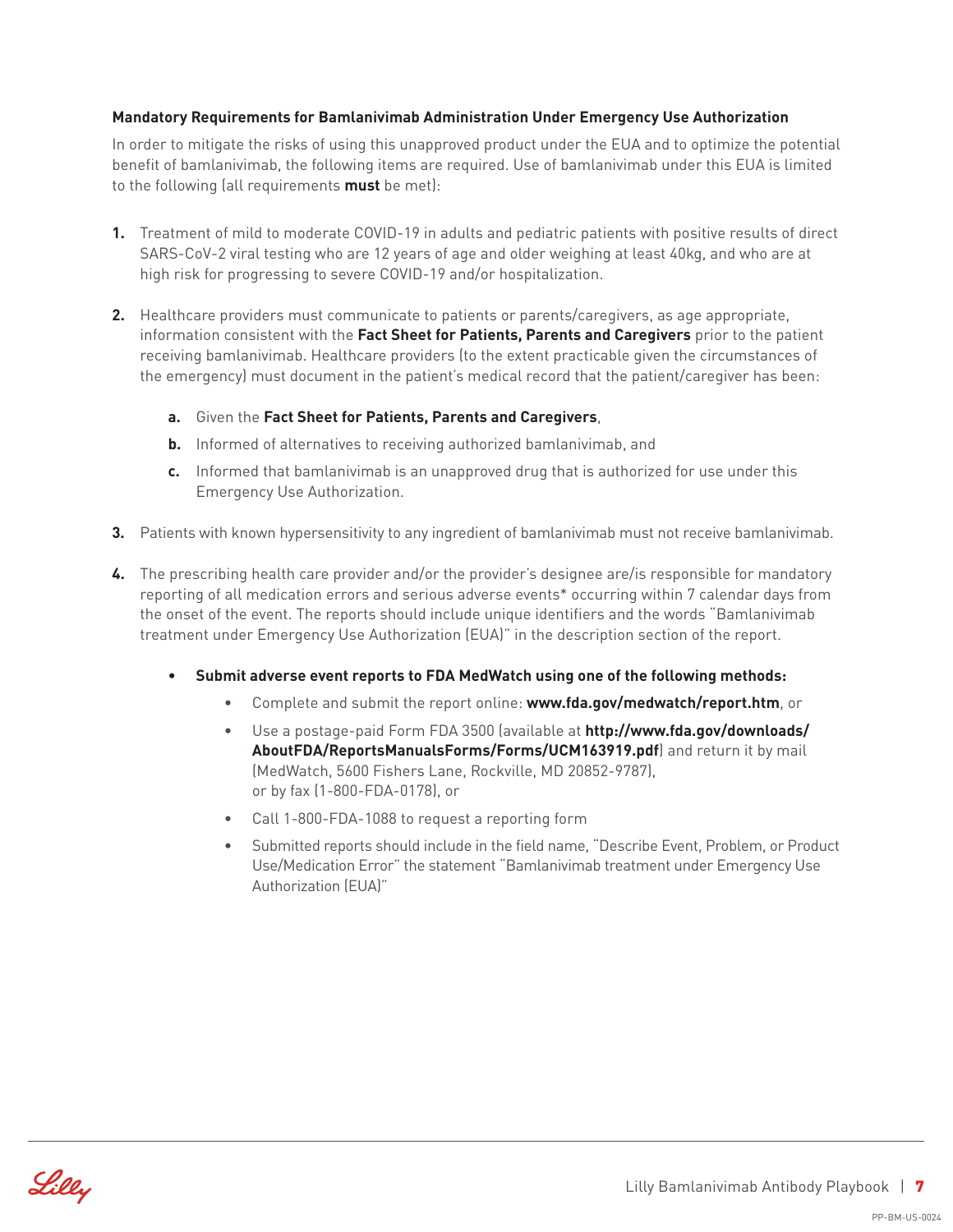### Mandatory Requirements for Bamlanivimab Administration Under Emergency Use Authorization

In order to mitigate the risks of using this unapproved product under the EUA and to optimize the potential benefit of bamlanivimab, the following items are required. Use of bamlanivimab under this EUA is limited to the following (all requirements **must** be met):

1. Treatment of mild to moderate COVID-19 in adults and pediatric patients with positive results of direct SARS-CoV-2 viral testing who are 12 years of age and older weighing at least 40kg, and who are at high risk for progressing to severe COVID-19 and/or hospitalization.

2. Healthcare providers must communicate to patients or parents/caregivers, as age appropriate, information consistent with the **Fact Sheet for Patients, Parents and Caregivers** prior to the patient receiving bamlanivimab. Healthcare providers (to the extent practicable given the circumstances of the emergency) must document in the patient's medical record that the patient/caregiver has been:

   a. Given the **Fact Sheet for Patients, Parents and Caregivers**,

   b. Informed of alternatives to receiving authorized bamlanivimab, and

   c. Informed that bamlanivimab is an unapproved drug that is authorized for use under this Emergency Use Authorization.

3. Patients with known hypersensitivity to any ingredient of bamlanivimab must not receive bamlanivimab.

4. The prescribing health care provider and/or the provider's designee are/is responsible for mandatory reporting of all medication errors and serious adverse events* occurring within 7 calendar days from the onset of the event. The reports should include unique identifiers and the words "Bamlanivimab treatment under Emergency Use Authorization (EUA)" in the description section of the report.

   - **Submit adverse event reports to FDA MedWatch using one of the following methods:**
     - Complete and submit the report online: **www.fda.gov/medwatch/report.htm**, or
     - Use a postage-paid Form FDA 3500 (available at **http://www.fda.gov/downloads/AboutFDA/ReportsManualsForms/Forms/UCM163919.pdf**) and return it by mail (MedWatch, 5600 Fishers Lane, Rockville, MD 20852-9787), or by fax (1-800-FDA-0178), or
     - Call 1-800-FDA-1088 to request a reporting form
     - Submitted reports should include in the field name, "Describe Event, Problem, or Product Use/Medication Error" the statement "Bamlanivimab treatment under Emergency Use Authorization (EUA)"

PP-BM-US-0024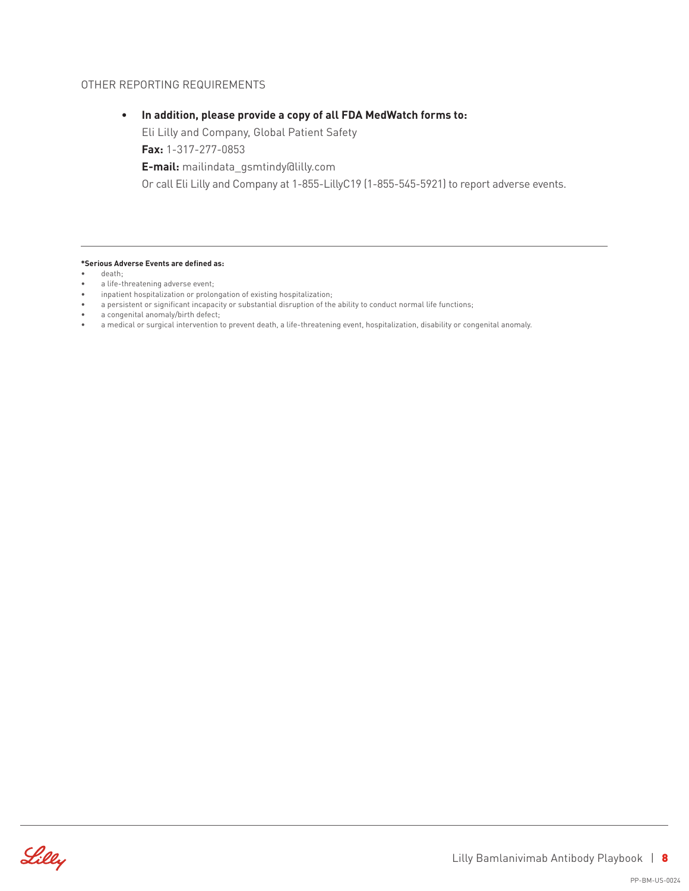## OTHER REPORTING REQUIREMENTS

- **In addition, please provide a copy of all FDA MedWatch forms to:**

  Eli Lilly and Company, Global Patient Safety

  **Fax:** 1-317-277-0853

  **E-mail:** mailindata_gsmtindy@lilly.com

  Or call Eli Lilly and Company at 1-855-LillyC19 (1-855-545-5921) to report adverse events.

---

**\*Serious Adverse Events are defined as:**

- death;
- a life-threatening adverse event;
- inpatient hospitalization or prolongation of existing hospitalization;
- a persistent or significant incapacity or substantial disruption of the ability to conduct normal life functions;
- a congenital anomaly/birth defect;
- a medical or surgical intervention to prevent death, a life-threatening event, hospitalization, disability or congenital anomaly.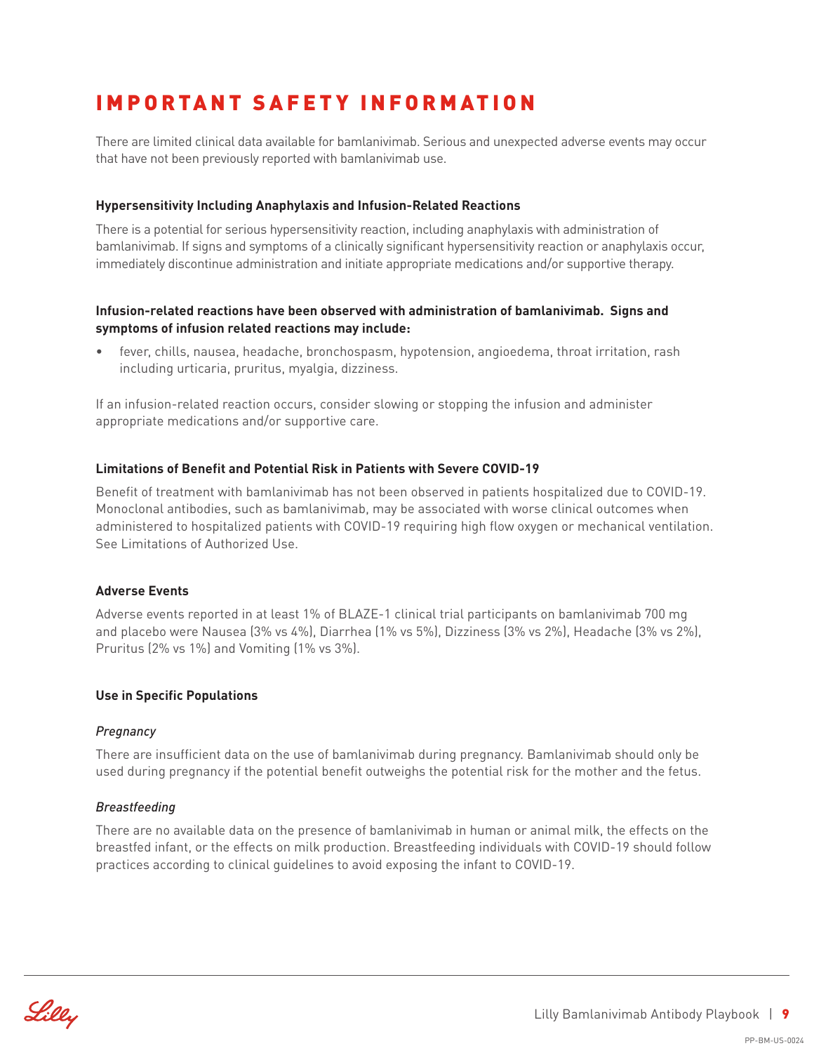# IMPORTANT SAFETY INFORMATION

There are limited clinical data available for bamlanivimab. Serious and unexpected adverse events may occur that have not been previously reported with bamlanivimab use.

### Hypersensitivity Including Anaphylaxis and Infusion-Related Reactions

There is a potential for serious hypersensitivity reaction, including anaphylaxis with administration of bamlanivimab. If signs and symptoms of a clinically significant hypersensitivity reaction or anaphylaxis occur, immediately discontinue administration and initiate appropriate medications and/or supportive therapy.

**Infusion-related reactions have been observed with administration of bamlanivimab. Signs and symptoms of infusion related reactions may include:**

- fever, chills, nausea, headache, bronchospasm, hypotension, angioedema, throat irritation, rash including urticaria, pruritus, myalgia, dizziness.

If an infusion-related reaction occurs, consider slowing or stopping the infusion and administer appropriate medications and/or supportive care.

### Limitations of Benefit and Potential Risk in Patients with Severe COVID-19

Benefit of treatment with bamlanivimab has not been observed in patients hospitalized due to COVID-19. Monoclonal antibodies, such as bamlanivimab, may be associated with worse clinical outcomes when administered to hospitalized patients with COVID-19 requiring high flow oxygen or mechanical ventilation. See Limitations of Authorized Use.

### Adverse Events

Adverse events reported in at least 1% of BLAZE-1 clinical trial participants on bamlanivimab 700 mg and placebo were Nausea (3% vs 4%), Diarrhea (1% vs 5%), Dizziness (3% vs 2%), Headache (3% vs 2%), Pruritus (2% vs 1%) and Vomiting (1% vs 3%).

### Use in Specific Populations

*Pregnancy*

There are insufficient data on the use of bamlanivimab during pregnancy. Bamlanivimab should only be used during pregnancy if the potential benefit outweighs the potential risk for the mother and the fetus.

*Breastfeeding*

There are no available data on the presence of bamlanivimab in human or animal milk, the effects on the breastfed infant, or the effects on milk production. Breastfeeding individuals with COVID-19 should follow practices according to clinical guidelines to avoid exposing the infant to COVID-19.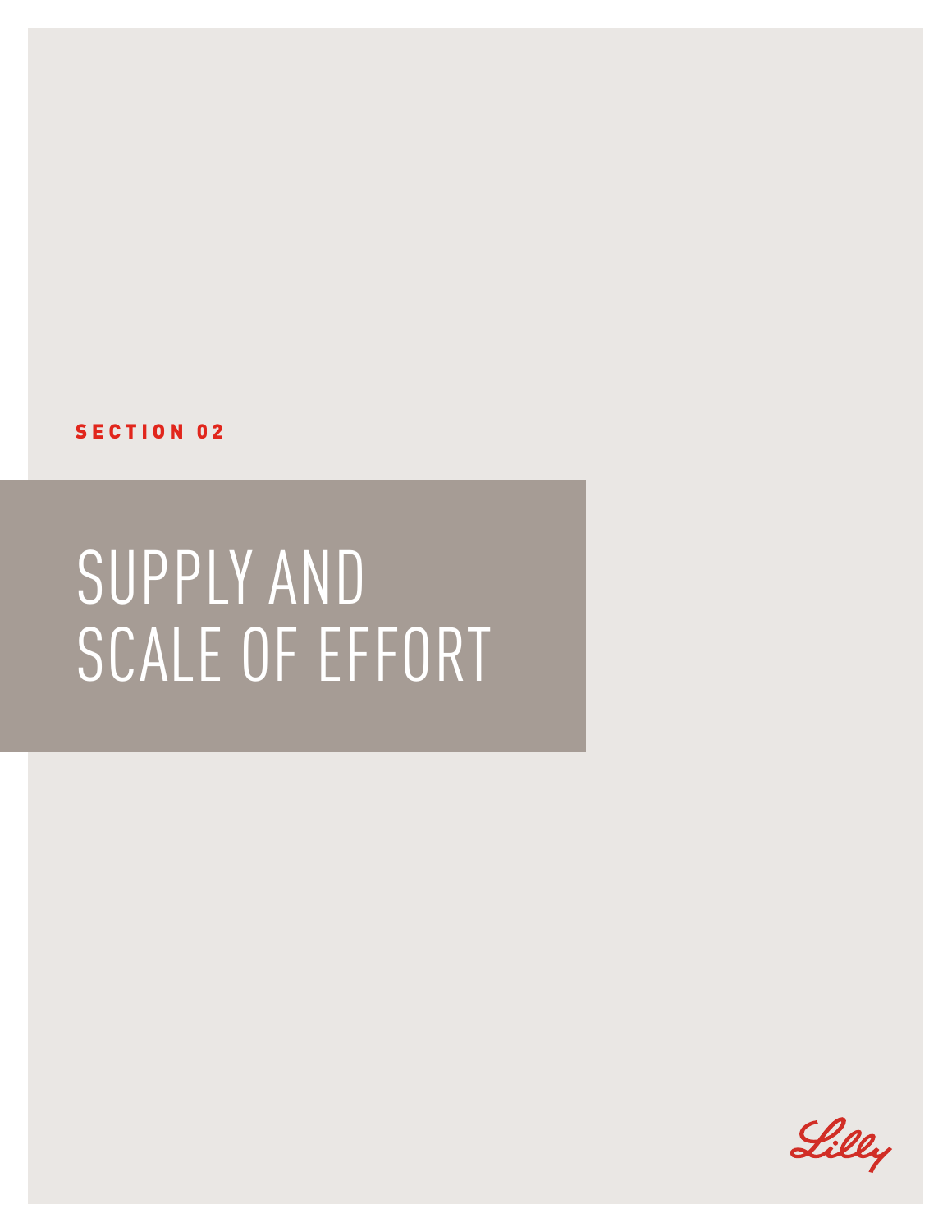SECTION 02

# SUPPLY AND SCALE OF EFFORT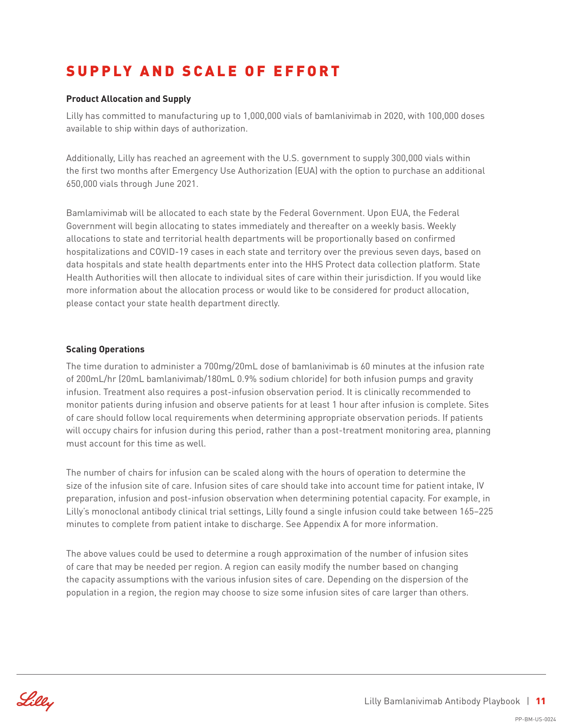# SUPPLY AND SCALE OF EFFORT

**Product Allocation and Supply**

Lilly has committed to manufacturing up to 1,000,000 vials of bamlanivimab in 2020, with 100,000 doses available to ship within days of authorization.

Additionally, Lilly has reached an agreement with the U.S. government to supply 300,000 vials within the first two months after Emergency Use Authorization (EUA) with the option to purchase an additional 650,000 vials through June 2021.

Bamlamivimab will be allocated to each state by the Federal Government. Upon EUA, the Federal Government will begin allocating to states immediately and thereafter on a weekly basis. Weekly allocations to state and territorial health departments will be proportionally based on confirmed hospitalizations and COVID-19 cases in each state and territory over the previous seven days, based on data hospitals and state health departments enter into the HHS Protect data collection platform. State Health Authorities will then allocate to individual sites of care within their jurisdiction. If you would like more information about the allocation process or would like to be considered for product allocation, please contact your state health department directly.

**Scaling Operations**

The time duration to administer a 700mg/20mL dose of bamlanivimab is 60 minutes at the infusion rate of 200mL/hr (20mL bamlanivimab/180mL 0.9% sodium chloride) for both infusion pumps and gravity infusion. Treatment also requires a post-infusion observation period. It is clinically recommended to monitor patients during infusion and observe patients for at least 1 hour after infusion is complete. Sites of care should follow local requirements when determining appropriate observation periods. If patients will occupy chairs for infusion during this period, rather than a post-treatment monitoring area, planning must account for this time as well.

The number of chairs for infusion can be scaled along with the hours of operation to determine the size of the infusion site of care. Infusion sites of care should take into account time for patient intake, IV preparation, infusion and post-infusion observation when determining potential capacity. For example, in Lilly's monoclonal antibody clinical trial settings, Lilly found a single infusion could take between 165–225 minutes to complete from patient intake to discharge. See Appendix A for more information.

The above values could be used to determine a rough approximation of the number of infusion sites of care that may be needed per region. A region can easily modify the number based on changing the capacity assumptions with the various infusion sites of care. Depending on the dispersion of the population in a region, the region may choose to size some infusion sites of care larger than others.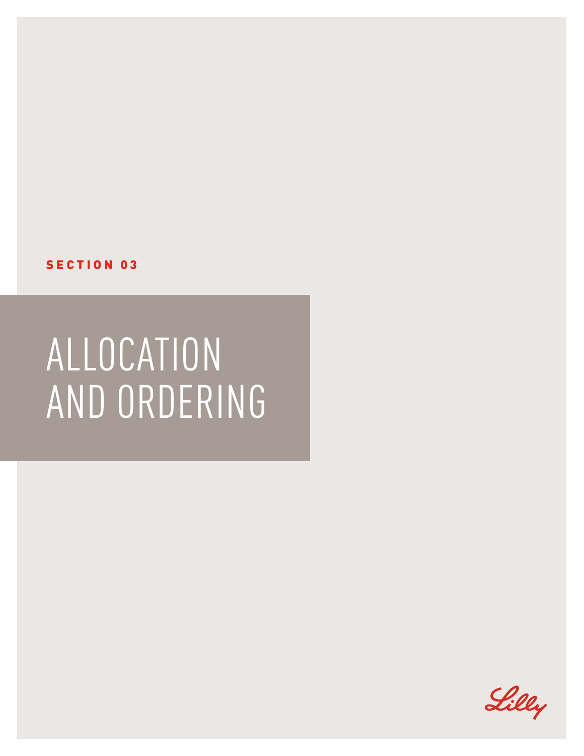**SECTION 03**

# ALLOCATION AND ORDERING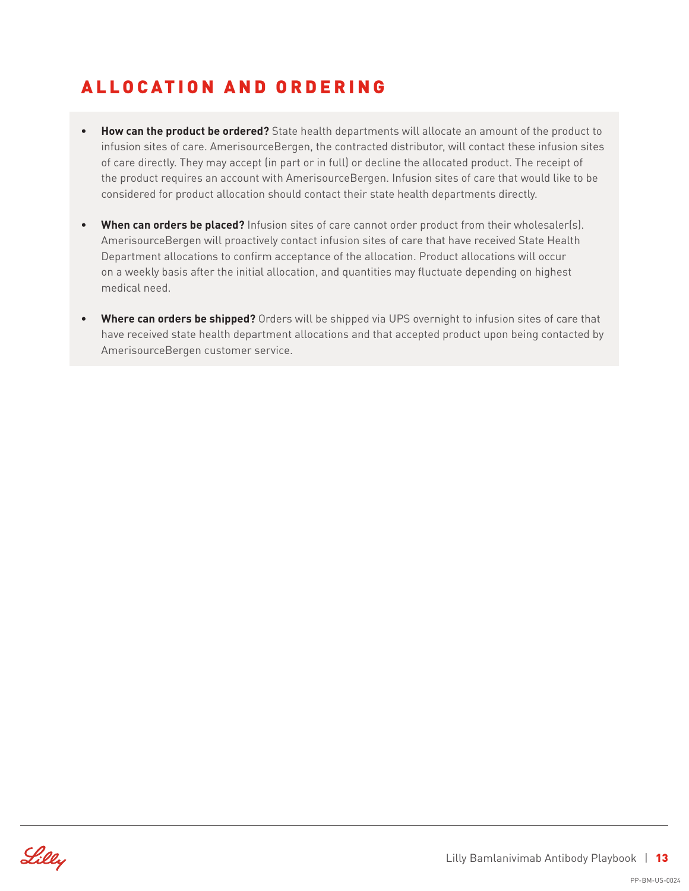## ALLOCATION AND ORDERING

- **How can the product be ordered?** State health departments will allocate an amount of the product to infusion sites of care. AmerisourceBergen, the contracted distributor, will contact these infusion sites of care directly. They may accept (in part or in full) or decline the allocated product. The receipt of the product requires an account with AmerisourceBergen. Infusion sites of care that would like to be considered for product allocation should contact their state health departments directly.

- **When can orders be placed?** Infusion sites of care cannot order product from their wholesaler(s). AmerisourceBergen will proactively contact infusion sites of care that have received State Health Department allocations to confirm acceptance of the allocation. Product allocations will occur on a weekly basis after the initial allocation, and quantities may fluctuate depending on highest medical need.

- **Where can orders be shipped?** Orders will be shipped via UPS overnight to infusion sites of care that have received state health department allocations and that accepted product upon being contacted by AmerisourceBergen customer service.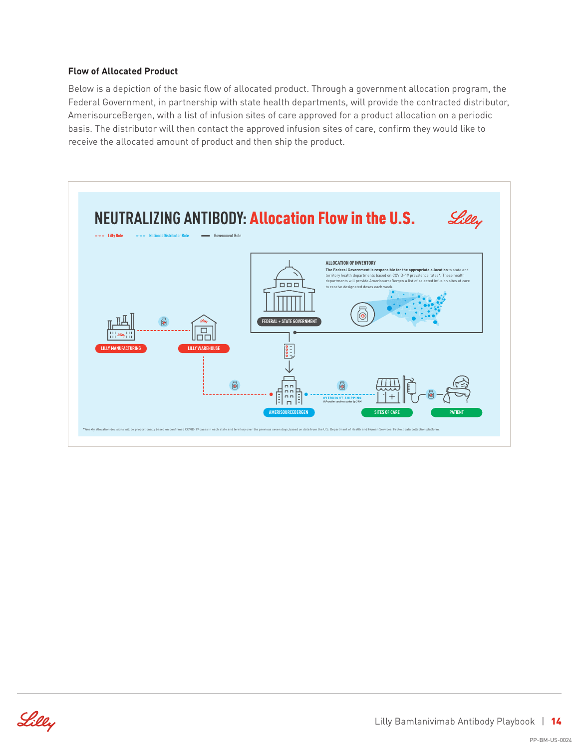### Flow of Allocated Product

Below is a depiction of the basic flow of allocated product. Through a government allocation program, the Federal Government, in partnership with state health departments, will provide the contracted distributor, AmerisourceBergen, with a list of infusion sites of care approved for a product allocation on a periodic basis. The distributor will then contact the approved infusion sites of care, confirm they would like to receive the allocated amount of product and then ship the product.

## NEUTRALIZING ANTIBODY: Allocation Flow in the U.S.

--- Lilly Role　　--- National Distributor Role　　— Government Role

**ALLOCATION OF INVENTORY**

**The Federal Government is responsible for the appropriate allocation** to state and territory health departments based on COVID-19 prevalence rates*. These health departments will provide AmerisourceBergen a list of selected infusion sites of care to receive designated doses each week.

FEDERAL + STATE GOVERNMENT

LILLY MANUFACTURING

LILLY WAREHOUSE

AMERISOURCEBERGEN

OVERNIGHT SHIPPING
if Provider confirms order by 3 PM

SITES OF CARE

PATIENT

*Weekly allocation decisions will be proportionally based on confirmed COVID-19 cases in each state and territory over the previous seven days, based on data from the U.S. Department of Health and Human Services' Protect data collection platform.

PP-BM-US-0024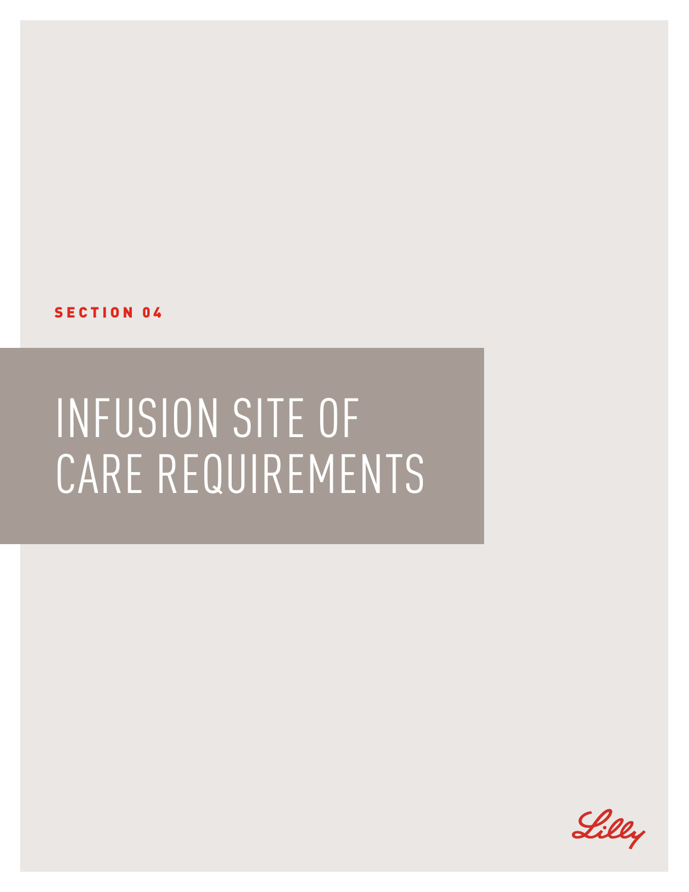SECTION 04

# INFUSION SITE OF CARE REQUIREMENTS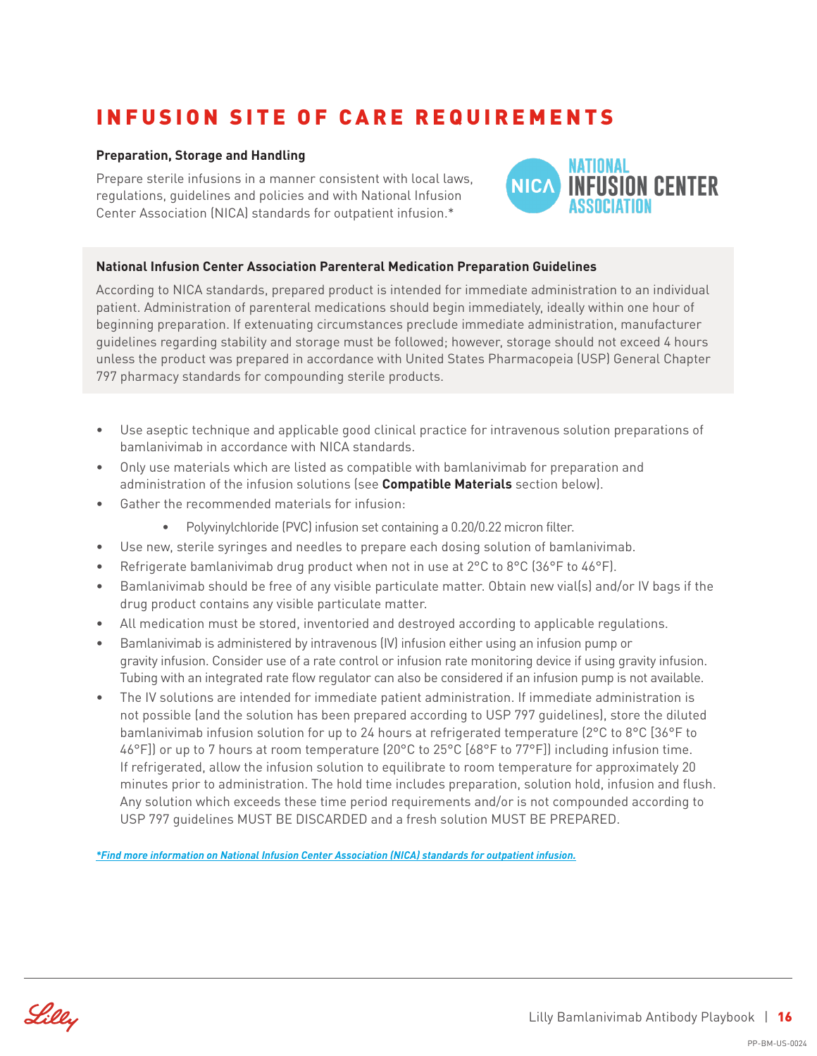# INFUSION SITE OF CARE REQUIREMENTS

**Preparation, Storage and Handling**

Prepare sterile infusions in a manner consistent with local laws, regulations, guidelines and policies and with National Infusion Center Association (NICA) standards for outpatient infusion.*

NICA NATIONAL INFUSION CENTER ASSOCIATION

**National Infusion Center Association Parenteral Medication Preparation Guidelines**

According to NICA standards, prepared product is intended for immediate administration to an individual patient. Administration of parenteral medications should begin immediately, ideally within one hour of beginning preparation. If extenuating circumstances preclude immediate administration, manufacturer guidelines regarding stability and storage must be followed; however, storage should not exceed 4 hours unless the product was prepared in accordance with United States Pharmacopeia (USP) General Chapter 797 pharmacy standards for compounding sterile products.

- Use aseptic technique and applicable good clinical practice for intravenous solution preparations of bamlanivimab in accordance with NICA standards.
- Only use materials which are listed as compatible with bamlanivimab for preparation and administration of the infusion solutions (see **Compatible Materials** section below).
- Gather the recommended materials for infusion:
  - Polyvinylchloride (PVC) infusion set containing a 0.20/0.22 micron filter.
- Use new, sterile syringes and needles to prepare each dosing solution of bamlanivimab.
- Refrigerate bamlanivimab drug product when not in use at 2°C to 8°C (36°F to 46°F).
- Bamlanivimab should be free of any visible particulate matter. Obtain new vial(s) and/or IV bags if the drug product contains any visible particulate matter.
- All medication must be stored, inventoried and destroyed according to applicable regulations.
- Bamlanivimab is administered by intravenous (IV) infusion either using an infusion pump or gravity infusion. Consider use of a rate control or infusion rate monitoring device if using gravity infusion. Tubing with an integrated rate flow regulator can also be considered if an infusion pump is not available.
- The IV solutions are intended for immediate patient administration. If immediate administration is not possible (and the solution has been prepared according to USP 797 guidelines), store the diluted bamlanivimab infusion solution for up to 24 hours at refrigerated temperature (2°C to 8°C [36°F to 46°F]) or up to 7 hours at room temperature (20°C to 25°C [68°F to 77°F]) including infusion time. If refrigerated, allow the infusion solution to equilibrate to room temperature for approximately 20 minutes prior to administration. The hold time includes preparation, solution hold, infusion and flush. Any solution which exceeds these time period requirements and/or is not compounded according to USP 797 guidelines MUST BE DISCARDED and a fresh solution MUST BE PREPARED.

***Find more information on National Infusion Center Association (NICA) standards for outpatient infusion.***

PP-BM-US-0024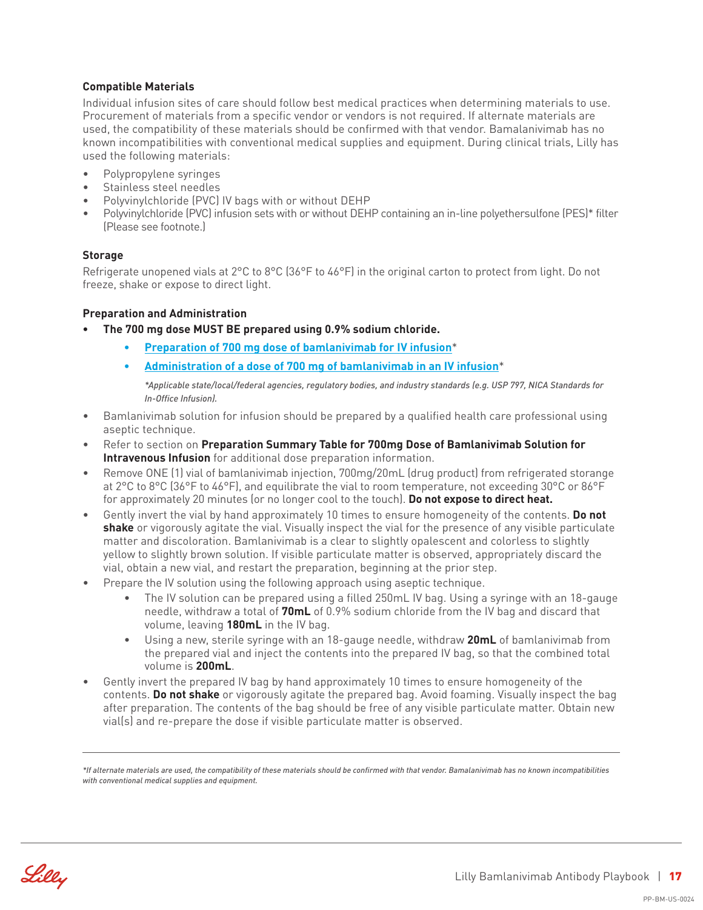### Compatible Materials

Individual infusion sites of care should follow best medical practices when determining materials to use. Procurement of materials from a specific vendor or vendors is not required. If alternate materials are used, the compatibility of these materials should be confirmed with that vendor. Bamalanivimab has no known incompatibilities with conventional medical supplies and equipment. During clinical trials, Lilly has used the following materials:

- Polypropylene syringes
- Stainless steel needles
- Polyvinylchloride (PVC) IV bags with or without DEHP
- Polyvinylchloride (PVC) infusion sets with or without DEHP containing an in-line polyethersulfone (PES)* filter (Please see footnote.)

### Storage

Refrigerate unopened vials at 2°C to 8°C (36°F to 46°F) in the original carton to protect from light. Do not freeze, shake or expose to direct light.

### Preparation and Administration

- **The 700 mg dose MUST BE prepared using 0.9% sodium chloride.**
  - **Preparation of 700 mg dose of bamlanivimab for IV infusion***
  - **Administration of a dose of 700 mg of bamlanivimab in an IV infusion***

  *\*Applicable state/local/federal agencies, regulatory bodies, and industry standards (e.g. USP 797, NICA Standards for In-Office Infusion).*

- Bamlanivimab solution for infusion should be prepared by a qualified health care professional using aseptic technique.
- Refer to section on **Preparation Summary Table for 700mg Dose of Bamlanivimab Solution for Intravenous Infusion** for additional dose preparation information.
- Remove ONE (1) vial of bamlanivimab injection, 700mg/20mL (drug product) from refrigerated storange at 2°C to 8°C (36°F to 46°F), and equilibrate the vial to room temperature, not exceeding 30°C or 86°F for approximately 20 minutes (or no longer cool to the touch). **Do not expose to direct heat.**
- Gently invert the vial by hand approximately 10 times to ensure homogeneity of the contents. **Do not shake** or vigorously agitate the vial. Visually inspect the vial for the presence of any visible particulate matter and discoloration. Bamlanivimab is a clear to slightly opalescent and colorless to slightly yellow to slightly brown solution. If visible particulate matter is observed, appropriately discard the vial, obtain a new vial, and restart the preparation, beginning at the prior step.
- Prepare the IV solution using the following approach using aseptic technique.
  - The IV solution can be prepared using a filled 250mL IV bag. Using a syringe with an 18-gauge needle, withdraw a total of **70mL** of 0.9% sodium chloride from the IV bag and discard that volume, leaving **180mL** in the IV bag.
  - Using a new, sterile syringe with an 18-gauge needle, withdraw **20mL** of bamlanivimab from the prepared vial and inject the contents into the prepared IV bag, so that the combined total volume is **200mL**.
- Gently invert the prepared IV bag by hand approximately 10 times to ensure homogeneity of the contents. **Do not shake** or vigorously agitate the prepared bag. Avoid foaming. Visually inspect the bag after preparation. The contents of the bag should be free of any visible particulate matter. Obtain new vial(s) and re-prepare the dose if visible particulate matter is observed.

---

*\*If alternate materials are used, the compatibility of these materials should be confirmed with that vendor. Bamalanivimab has no known incompatibilities with conventional medical supplies and equipment.*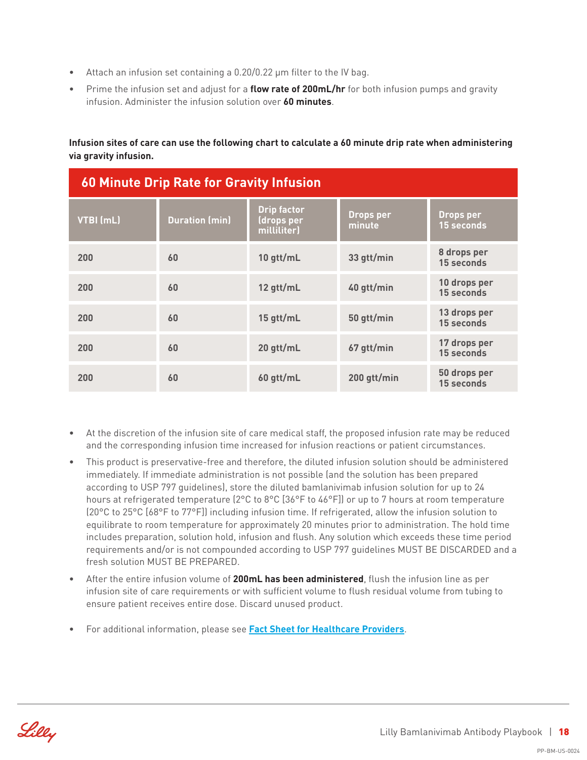- Attach an infusion set containing a 0.20/0.22 μm filter to the IV bag.
- Prime the infusion set and adjust for a **flow rate of 200mL/hr** for both infusion pumps and gravity infusion. Administer the infusion solution over **60 minutes**.

**Infusion sites of care can use the following chart to calculate a 60 minute drip rate when administering via gravity infusion.**

## 60 Minute Drip Rate for Gravity Infusion

| VTBI (mL) | Duration (min) | Drip factor (drops per milliliter) | Drops per minute | Drops per 15 seconds |
|---|---|---|---|---|
| 200 | 60 | 10 gtt/mL | 33 gtt/min | 8 drops per 15 seconds |
| 200 | 60 | 12 gtt/mL | 40 gtt/min | 10 drops per 15 seconds |
| 200 | 60 | 15 gtt/mL | 50 gtt/min | 13 drops per 15 seconds |
| 200 | 60 | 20 gtt/mL | 67 gtt/min | 17 drops per 15 seconds |
| 200 | 60 | 60 gtt/mL | 200 gtt/min | 50 drops per 15 seconds |

- At the discretion of the infusion site of care medical staff, the proposed infusion rate may be reduced and the corresponding infusion time increased for infusion reactions or patient circumstances.
- This product is preservative-free and therefore, the diluted infusion solution should be administered immediately. If immediate administration is not possible (and the solution has been prepared according to USP 797 guidelines), store the diluted bamlanivimab infusion solution for up to 24 hours at refrigerated temperature (2°C to 8°C [36°F to 46°F]) or up to 7 hours at room temperature (20°C to 25°C [68°F to 77°F]) including infusion time. If refrigerated, allow the infusion solution to equilibrate to room temperature for approximately 20 minutes prior to administration. The hold time includes preparation, solution hold, infusion and flush. Any solution which exceeds these time period requirements and/or is not compounded according to USP 797 guidelines MUST BE DISCARDED and a fresh solution MUST BE PREPARED.
- After the entire infusion volume of **200mL has been administered**, flush the infusion line as per infusion site of care requirements or with sufficient volume to flush residual volume from tubing to ensure patient receives entire dose. Discard unused product.
- For additional information, please see **Fact Sheet for Healthcare Providers**.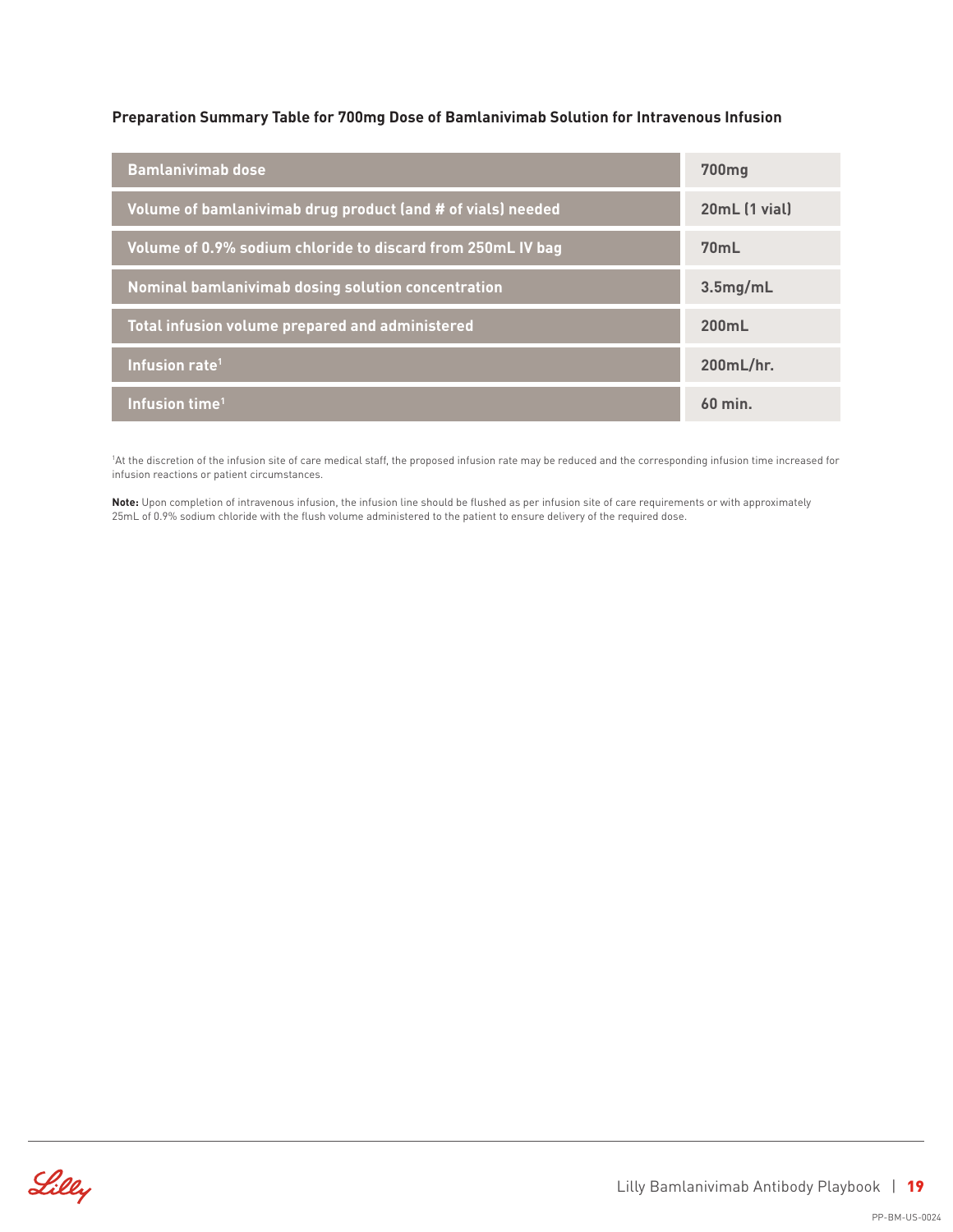### Preparation Summary Table for 700mg Dose of Bamlanivimab Solution for Intravenous Infusion

| Bamlanivimab dose | 700mg |
|---|---|
| Volume of bamlanivimab drug product (and # of vials) needed | 20mL (1 vial) |
| Volume of 0.9% sodium chloride to discard from 250mL IV bag | 70mL |
| Nominal bamlanivimab dosing solution concentration | 3.5mg/mL |
| Total infusion volume prepared and administered | 200mL |
| Infusion rate[1] | 200mL/hr. |
| Infusion time[1] | 60 min. |

[1]At the discretion of the infusion site of care medical staff, the proposed infusion rate may be reduced and the corresponding infusion time increased for infusion reactions or patient circumstances.

**Note:** Upon completion of intravenous infusion, the infusion line should be flushed as per infusion site of care requirements or with approximately 25mL of 0.9% sodium chloride with the flush volume administered to the patient to ensure delivery of the required dose.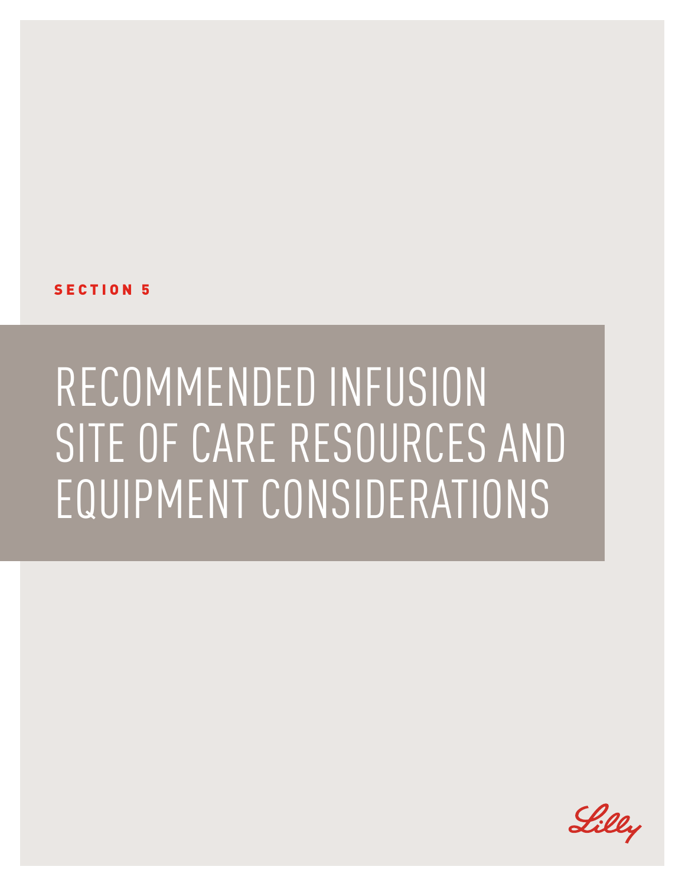SECTION 5

# RECOMMENDED INFUSION SITE OF CARE RESOURCES AND EQUIPMENT CONSIDERATIONS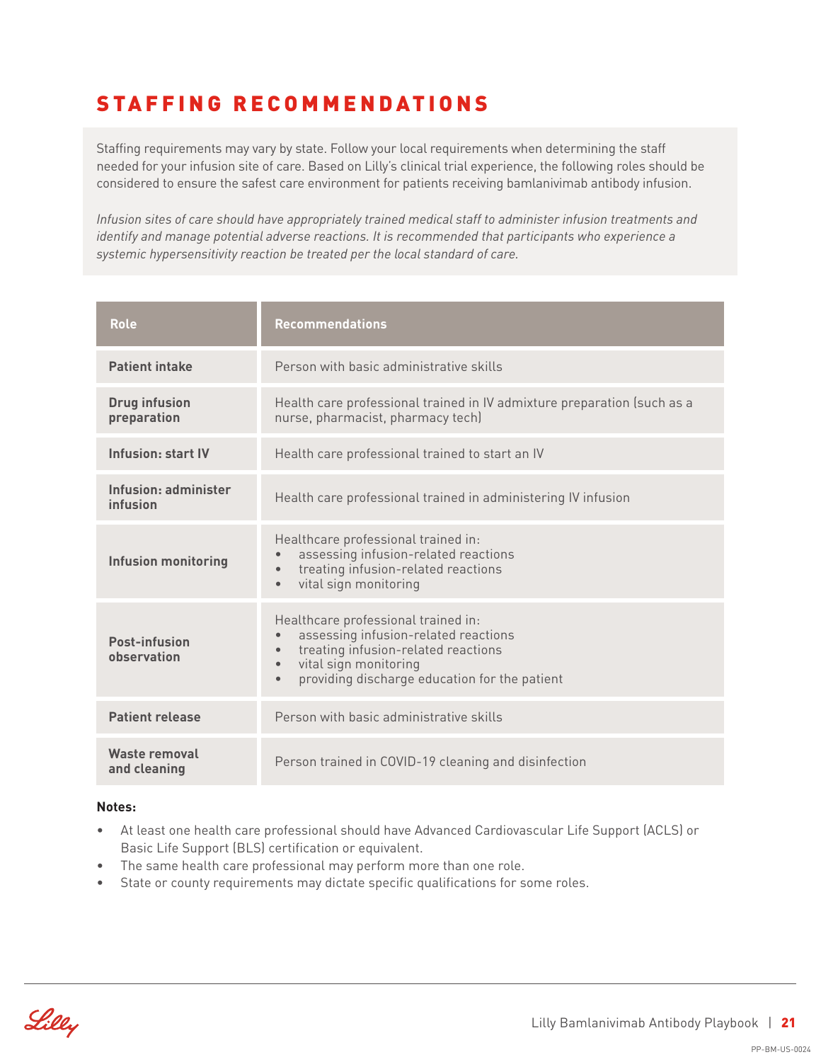# STAFFING RECOMMENDATIONS

Staffing requirements may vary by state. Follow your local requirements when determining the staff needed for your infusion site of care. Based on Lilly's clinical trial experience, the following roles should be considered to ensure the safest care environment for patients receiving bamlanivimab antibody infusion.

*Infusion sites of care should have appropriately trained medical staff to administer infusion treatments and identify and manage potential adverse reactions. It is recommended that participants who experience a systemic hypersensitivity reaction be treated per the local standard of care.*

| Role | Recommendations |
| --- | --- |
| **Patient intake** | Person with basic administrative skills |
| **Drug infusion preparation** | Health care professional trained in IV admixture preparation (such as a nurse, pharmacist, pharmacy tech) |
| **Infusion: start IV** | Health care professional trained to start an IV |
| **Infusion: administer infusion** | Health care professional trained in administering IV infusion |
| **Infusion monitoring** | Healthcare professional trained in:<br>• assessing infusion-related reactions<br>• treating infusion-related reactions<br>• vital sign monitoring |
| **Post-infusion observation** | Healthcare professional trained in:<br>• assessing infusion-related reactions<br>• treating infusion-related reactions<br>• vital sign monitoring<br>• providing discharge education for the patient |
| **Patient release** | Person with basic administrative skills |
| **Waste removal and cleaning** | Person trained in COVID-19 cleaning and disinfection |

**Notes:**

- At least one health care professional should have Advanced Cardiovascular Life Support (ACLS) or Basic Life Support (BLS) certification or equivalent.
- The same health care professional may perform more than one role.
- State or county requirements may dictate specific qualifications for some roles.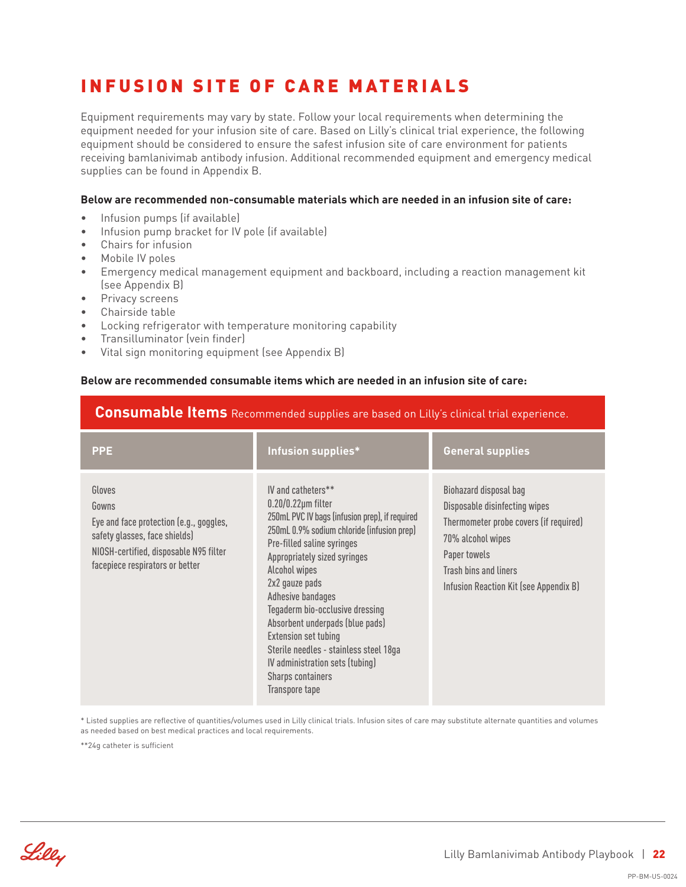# INFUSION SITE OF CARE MATERIALS

Equipment requirements may vary by state. Follow your local requirements when determining the equipment needed for your infusion site of care. Based on Lilly's clinical trial experience, the following equipment should be considered to ensure the safest infusion site of care environment for patients receiving bamlanivimab antibody infusion. Additional recommended equipment and emergency medical supplies can be found in Appendix B.

**Below are recommended non-consumable materials which are needed in an infusion site of care:**

- Infusion pumps (if available)
- Infusion pump bracket for IV pole (if available)
- Chairs for infusion
- Mobile IV poles
- Emergency medical management equipment and backboard, including a reaction management kit (see Appendix B)
- Privacy screens
- Chairside table
- Locking refrigerator with temperature monitoring capability
- Transilluminator (vein finder)
- Vital sign monitoring equipment (see Appendix B)

**Below are recommended consumable items which are needed in an infusion site of care:**

**Consumable Items** Recommended supplies are based on Lilly's clinical trial experience.

| PPE | Infusion supplies* | General supplies |
|---|---|---|
| Gloves<br>Gowns<br>Eye and face protection (e.g., goggles, safety glasses, face shields)<br>NIOSH-certified, disposable N95 filter facepiece respirators or better | IV and catheters**<br>0.20/0.22μm filter<br>250mL PVC IV bags (infusion prep), if required<br>250mL 0.9% sodium chloride (infusion prep)<br>Pre-filled saline syringes<br>Appropriately sized syringes<br>Alcohol wipes<br>2x2 gauze pads<br>Adhesive bandages<br>Tegaderm bio-occlusive dressing<br>Absorbent underpads (blue pads)<br>Extension set tubing<br>Sterile needles - stainless steel 18ga<br>IV administration sets (tubing)<br>Sharps containers<br>Transpore tape | Biohazard disposal bag<br>Disposable disinfecting wipes<br>Thermometer probe covers (if required)<br>70% alcohol wipes<br>Paper towels<br>Trash bins and liners<br>Infusion Reaction Kit (see Appendix B) |

* Listed supplies are reflective of quantities/volumes used in Lilly clinical trials. Infusion sites of care may substitute alternate quantities and volumes as needed based on best medical practices and local requirements.

**24g catheter is sufficient

PP-BM-US-0024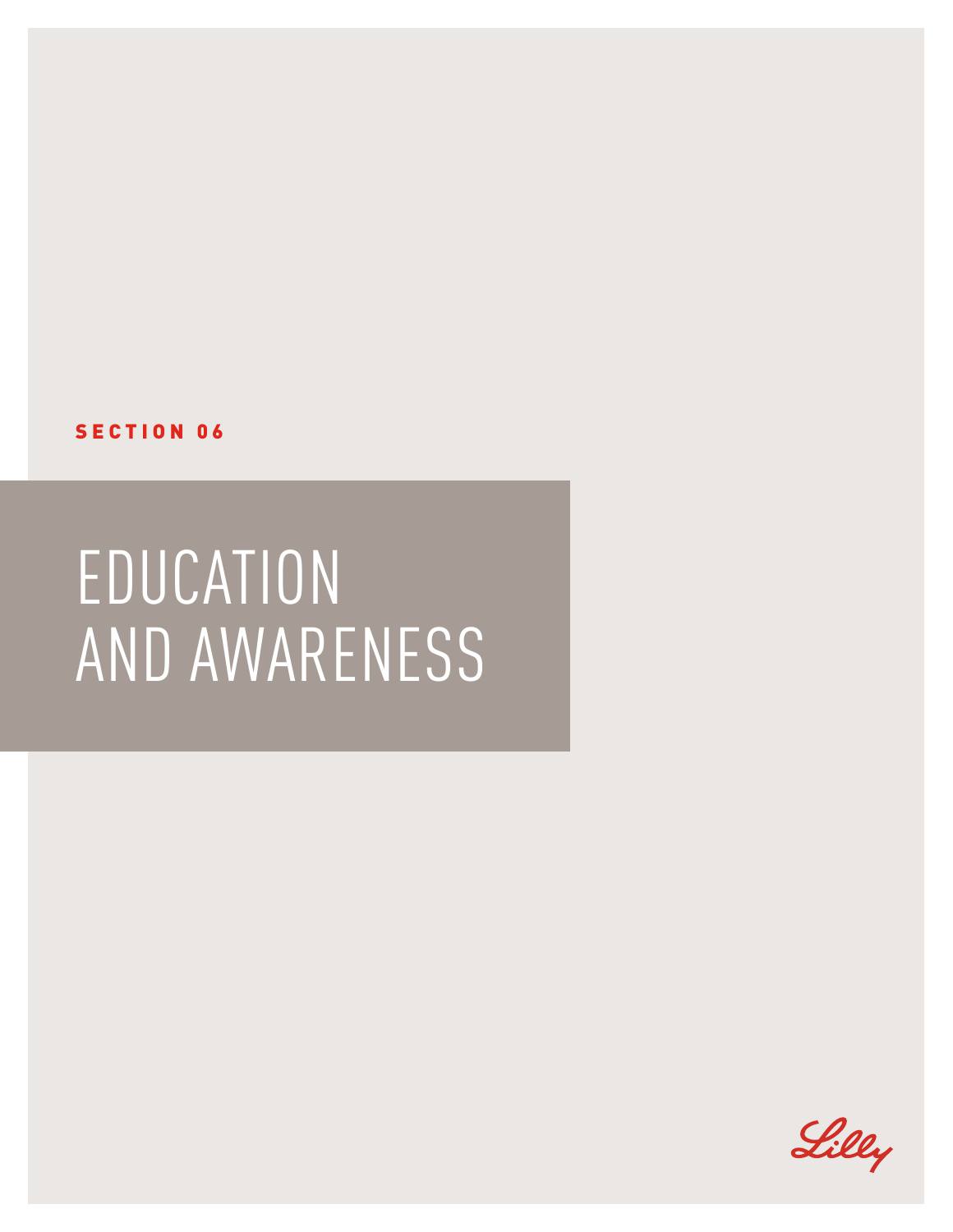SECTION 06

# EDUCATION AND AWARENESS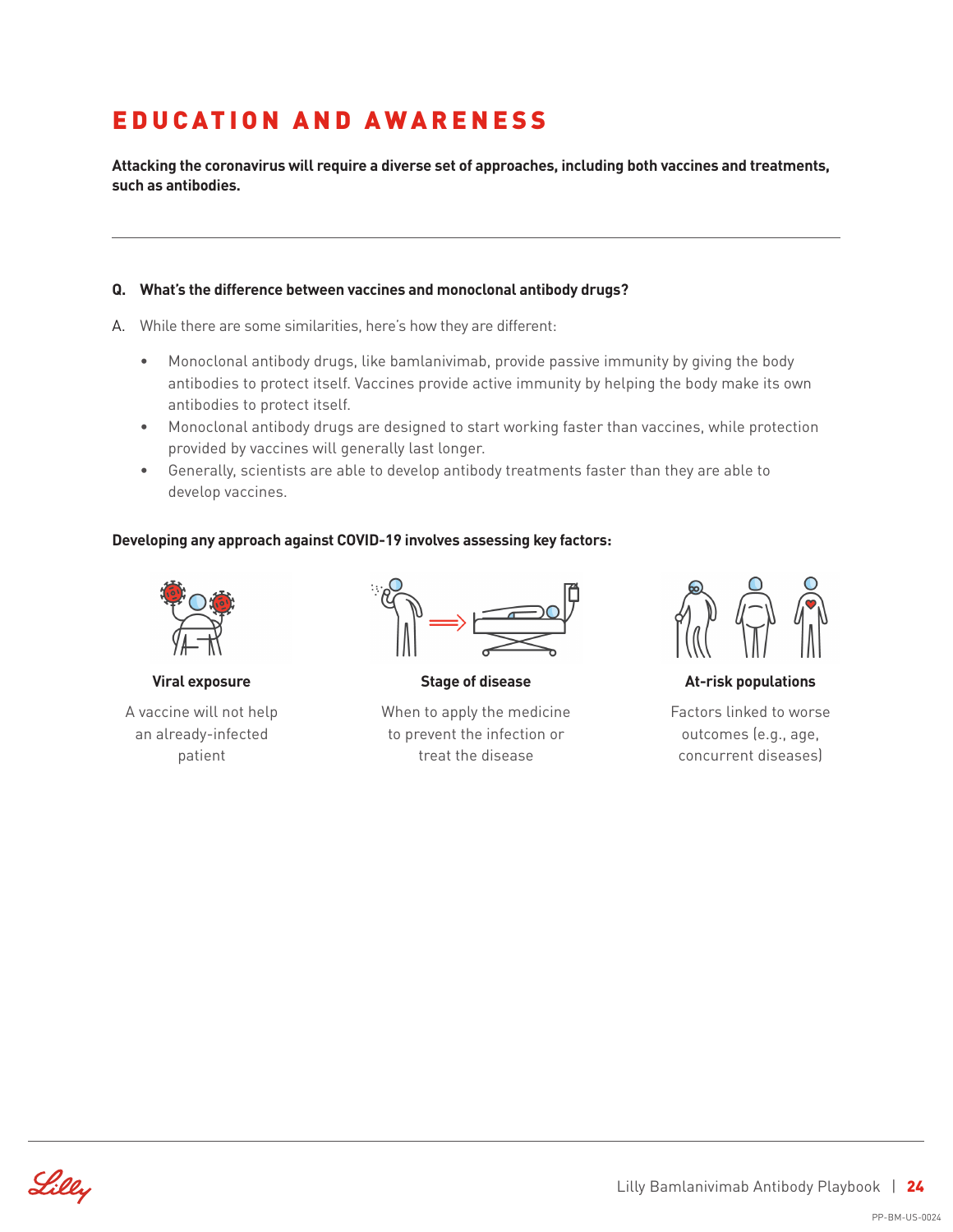# EDUCATION AND AWARENESS

**Attacking the coronavirus will require a diverse set of approaches, including both vaccines and treatments, such as antibodies.**

---

**Q. What's the difference between vaccines and monoclonal antibody drugs?**

A. While there are some similarities, here's how they are different:

- Monoclonal antibody drugs, like bamlanivimab, provide passive immunity by giving the body antibodies to protect itself. Vaccines provide active immunity by helping the body make its own antibodies to protect itself.
- Monoclonal antibody drugs are designed to start working faster than vaccines, while protection provided by vaccines will generally last longer.
- Generally, scientists are able to develop antibody treatments faster than they are able to develop vaccines.

**Developing any approach against COVID-19 involves assessing key factors:**

**Viral exposure**

A vaccine will not help an already-infected patient

**Stage of disease**

When to apply the medicine to prevent the infection or treat the disease

**At-risk populations**

Factors linked to worse outcomes (e.g., age, concurrent diseases)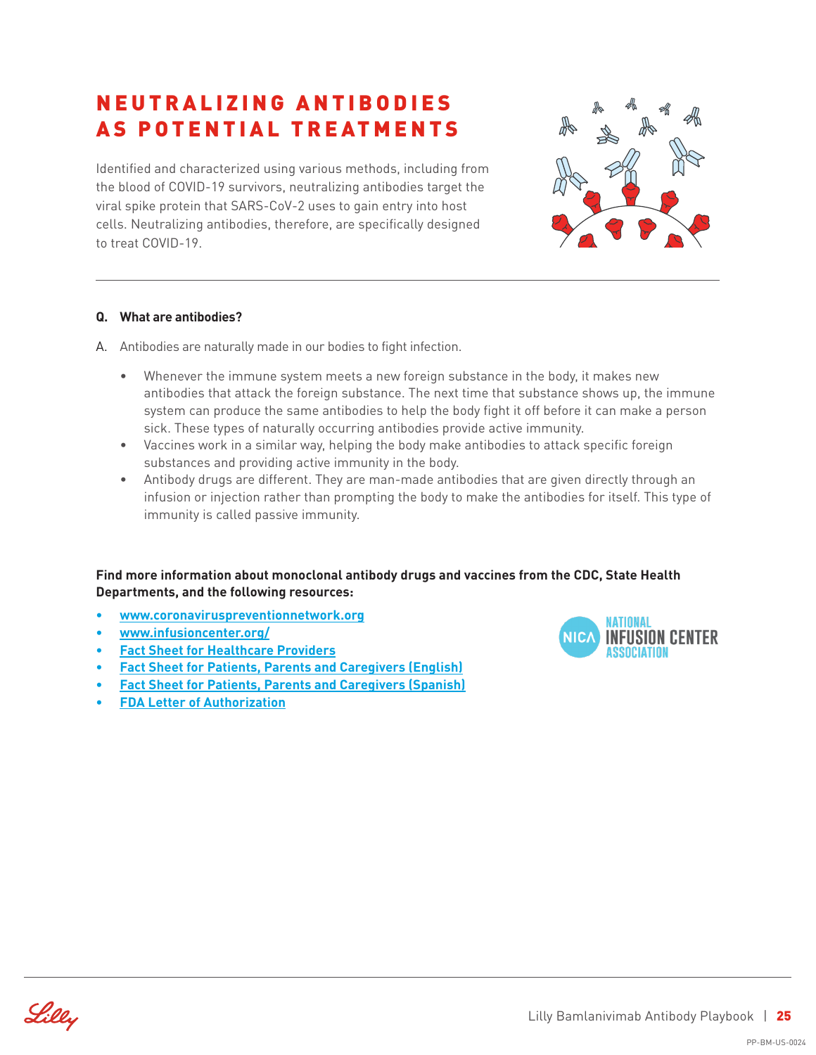# NEUTRALIZING ANTIBODIES AS POTENTIAL TREATMENTS

Identified and characterized using various methods, including from the blood of COVID-19 survivors, neutralizing antibodies target the viral spike protein that SARS-CoV-2 uses to gain entry into host cells. Neutralizing antibodies, therefore, are specifically designed to treat COVID-19.

---

**Q. What are antibodies?**

A. Antibodies are naturally made in our bodies to fight infection.

- Whenever the immune system meets a new foreign substance in the body, it makes new antibodies that attack the foreign substance. The next time that substance shows up, the immune system can produce the same antibodies to help the body fight it off before it can make a person sick. These types of naturally occurring antibodies provide active immunity.
- Vaccines work in a similar way, helping the body make antibodies to attack specific foreign substances and providing active immunity in the body.
- Antibody drugs are different. They are man-made antibodies that are given directly through an infusion or injection rather than prompting the body to make the antibodies for itself. This type of immunity is called passive immunity.

**Find more information about monoclonal antibody drugs and vaccines from the CDC, State Health Departments, and the following resources:**

- www.coronaviruspreventionnetwork.org
- www.infusioncenter.org/
- Fact Sheet for Healthcare Providers
- Fact Sheet for Patients, Parents and Caregivers (English)
- Fact Sheet for Patients, Parents and Caregivers (Spanish)
- FDA Letter of Authorization

NICA NATIONAL INFUSION CENTER ASSOCIATION

PP-BM-US-0024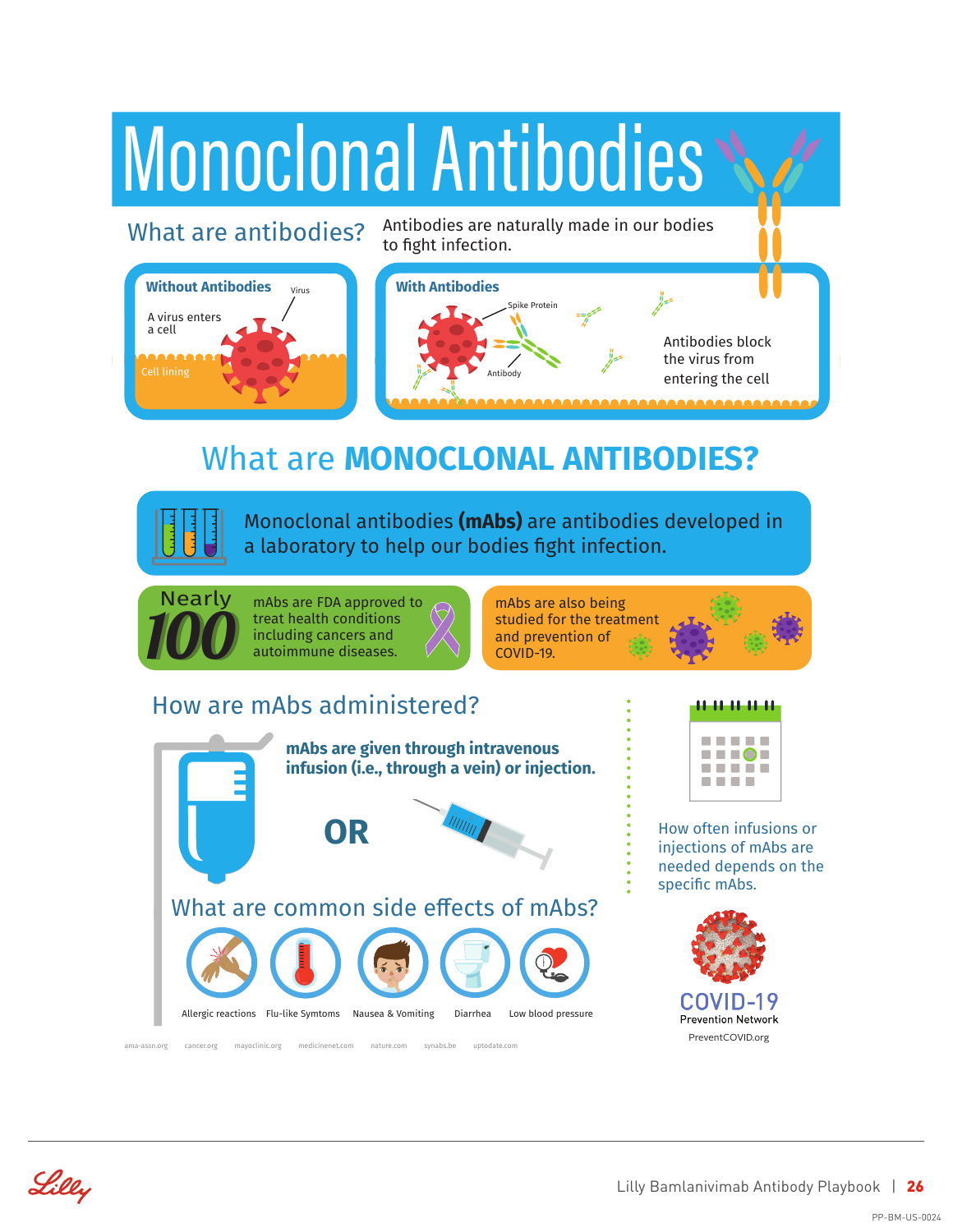# Monoclonal Antibodies

## What are antibodies?

Antibodies are naturally made in our bodies to fight infection.

**Without Antibodies**

A virus enters a cell

Virus

Cell lining

**With Antibodies**

Spike Protein

Antibody

Antibodies block the virus from entering the cell

## What are **MONOCLONAL ANTIBODIES?**

Monoclonal antibodies **(mAbs)** are antibodies developed in a laboratory to help our bodies fight infection.

Nearly **100** mAbs are FDA approved to treat health conditions including cancers and autoimmune diseases.

mAbs are also being studied for the treatment and prevention of COVID-19.

## How are mAbs administered?

**mAbs are given through intravenous infusion (i.e., through a vein) or injection.**

**OR**

How often infusions or injections of mAbs are needed depends on the specific mAbs.

## What are common side effects of mAbs?

- Allergic reactions
- Flu-like Symtoms
- Nausea & Vomiting
- Diarrhea
- Low blood pressure

ama-assn.org cancer.org mayoclinic.org medicinenet.com nature.com synabs.be uptodate.com

COVID-19 Prevention Network

PreventCOVID.org

Lilly Bamlanivimab Antibody Playbook

PP-BM-US-0024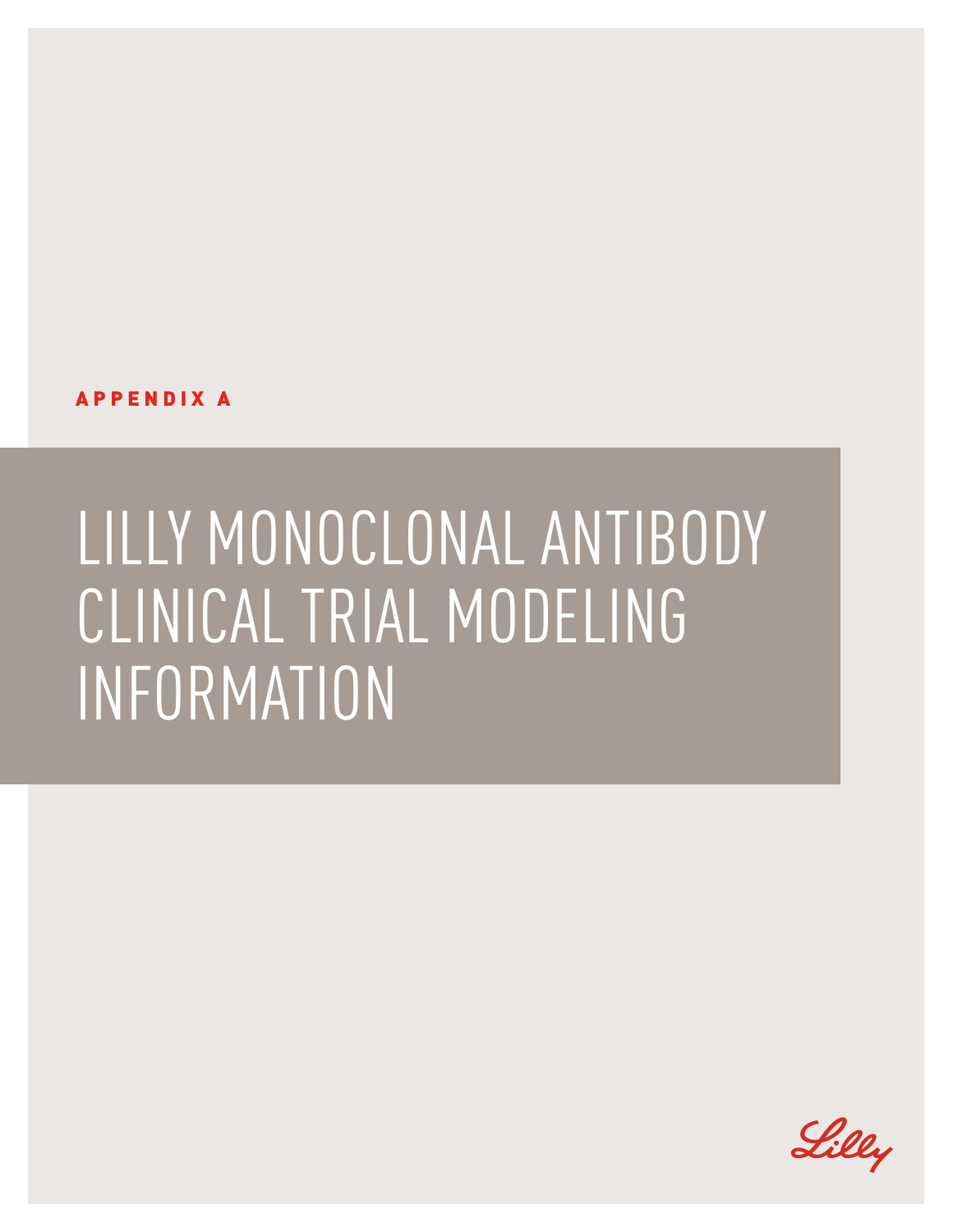APPENDIX A

# LILLY MONOCLONAL ANTIBODY CLINICAL TRIAL MODELING INFORMATION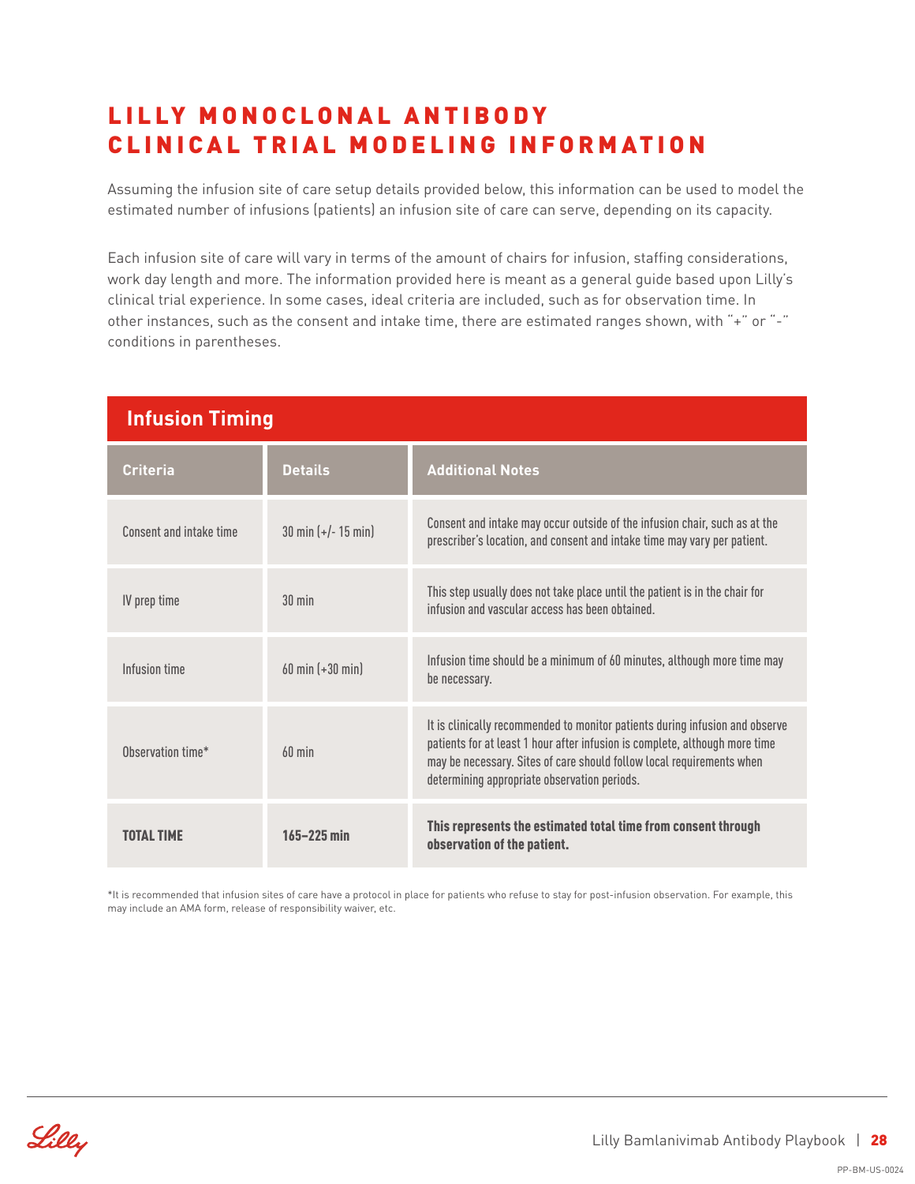# LILLY MONOCLONAL ANTIBODY CLINICAL TRIAL MODELING INFORMATION

Assuming the infusion site of care setup details provided below, this information can be used to model the estimated number of infusions (patients) an infusion site of care can serve, depending on its capacity.

Each infusion site of care will vary in terms of the amount of chairs for infusion, staffing considerations, work day length and more. The information provided here is meant as a general guide based upon Lilly's clinical trial experience. In some cases, ideal criteria are included, such as for observation time. In other instances, such as the consent and intake time, there are estimated ranges shown, with "+" or "-" conditions in parentheses.

## Infusion Timing

| Criteria | Details | Additional Notes |
|---|---|---|
| Consent and intake time | 30 min (+/- 15 min) | Consent and intake may occur outside of the infusion chair, such as at the prescriber's location, and consent and intake time may vary per patient. |
| IV prep time | 30 min | This step usually does not take place until the patient is in the chair for infusion and vascular access has been obtained. |
| Infusion time | 60 min (+30 min) | Infusion time should be a minimum of 60 minutes, although more time may be necessary. |
| Observation time* | 60 min | It is clinically recommended to monitor patients during infusion and observe patients for at least 1 hour after infusion is complete, although more time may be necessary. Sites of care should follow local requirements when determining appropriate observation periods. |
| **TOTAL TIME** | **165–225 min** | **This represents the estimated total time from consent through observation of the patient.** |

*It is recommended that infusion sites of care have a protocol in place for patients who refuse to stay for post-infusion observation. For example, this may include an AMA form, release of responsibility waiver, etc.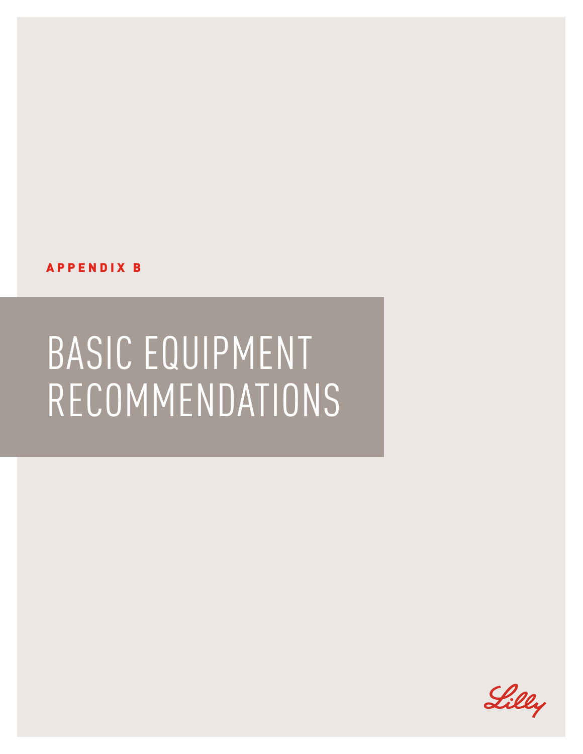APPENDIX B

# BASIC EQUIPMENT RECOMMENDATIONS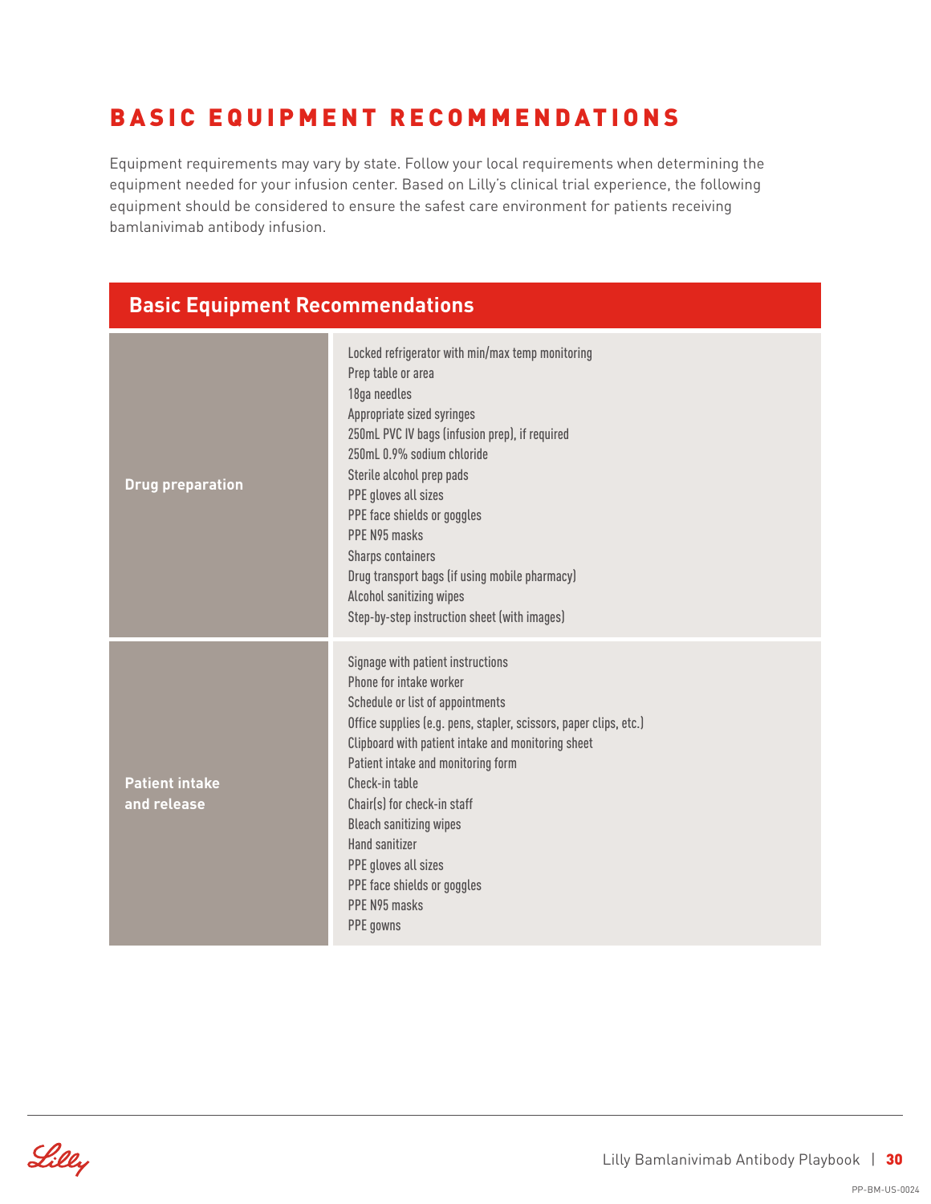# BASIC EQUIPMENT RECOMMENDATIONS

Equipment requirements may vary by state. Follow your local requirements when determining the equipment needed for your infusion center. Based on Lilly's clinical trial experience, the following equipment should be considered to ensure the safest care environment for patients receiving bamlanivimab antibody infusion.

| Basic Equipment Recommendations | |
|---|---|
| **Drug preparation** | Locked refrigerator with min/max temp monitoring<br>Prep table or area<br>18ga needles<br>Appropriate sized syringes<br>250mL PVC IV bags (infusion prep), if required<br>250mL 0.9% sodium chloride<br>Sterile alcohol prep pads<br>PPE gloves all sizes<br>PPE face shields or goggles<br>PPE N95 masks<br>Sharps containers<br>Drug transport bags (if using mobile pharmacy)<br>Alcohol sanitizing wipes<br>Step-by-step instruction sheet (with images) |
| **Patient intake and release** | Signage with patient instructions<br>Phone for intake worker<br>Schedule or list of appointments<br>Office supplies (e.g. pens, stapler, scissors, paper clips, etc.)<br>Clipboard with patient intake and monitoring sheet<br>Patient intake and monitoring form<br>Check-in table<br>Chair(s) for check-in staff<br>Bleach sanitizing wipes<br>Hand sanitizer<br>PPE gloves all sizes<br>PPE face shields or goggles<br>PPE N95 masks<br>PPE gowns |

PP-BM-US-0024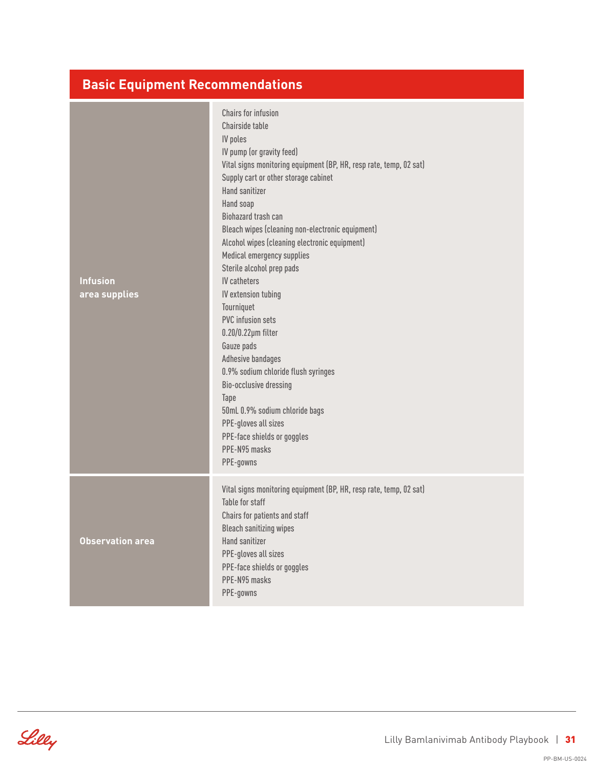## Basic Equipment Recommendations

| | |
|---|---|
| **Infusion area supplies** | Chairs for infusion<br>Chairside table<br>IV poles<br>IV pump (or gravity feed)<br>Vital signs monitoring equipment (BP, HR, resp rate, temp, 02 sat)<br>Supply cart or other storage cabinet<br>Hand sanitizer<br>Hand soap<br>Biohazard trash can<br>Bleach wipes (cleaning non-electronic equipment)<br>Alcohol wipes (cleaning electronic equipment)<br>Medical emergency supplies<br>Sterile alcohol prep pads<br>IV catheters<br>IV extension tubing<br>Tourniquet<br>PVC infusion sets<br>0.20/0.22µm filter<br>Gauze pads<br>Adhesive bandages<br>0.9% sodium chloride flush syringes<br>Bio-occlusive dressing<br>Tape<br>50mL 0.9% sodium chloride bags<br>PPE-gloves all sizes<br>PPE-face shields or goggles<br>PPE-N95 masks<br>PPE-gowns |
| **Observation area** | Vital signs monitoring equipment (BP, HR, resp rate, temp, 02 sat)<br>Table for staff<br>Chairs for patients and staff<br>Bleach sanitizing wipes<br>Hand sanitizer<br>PPE-gloves all sizes<br>PPE-face shields or goggles<br>PPE-N95 masks<br>PPE-gowns |

PP-BM-US-0024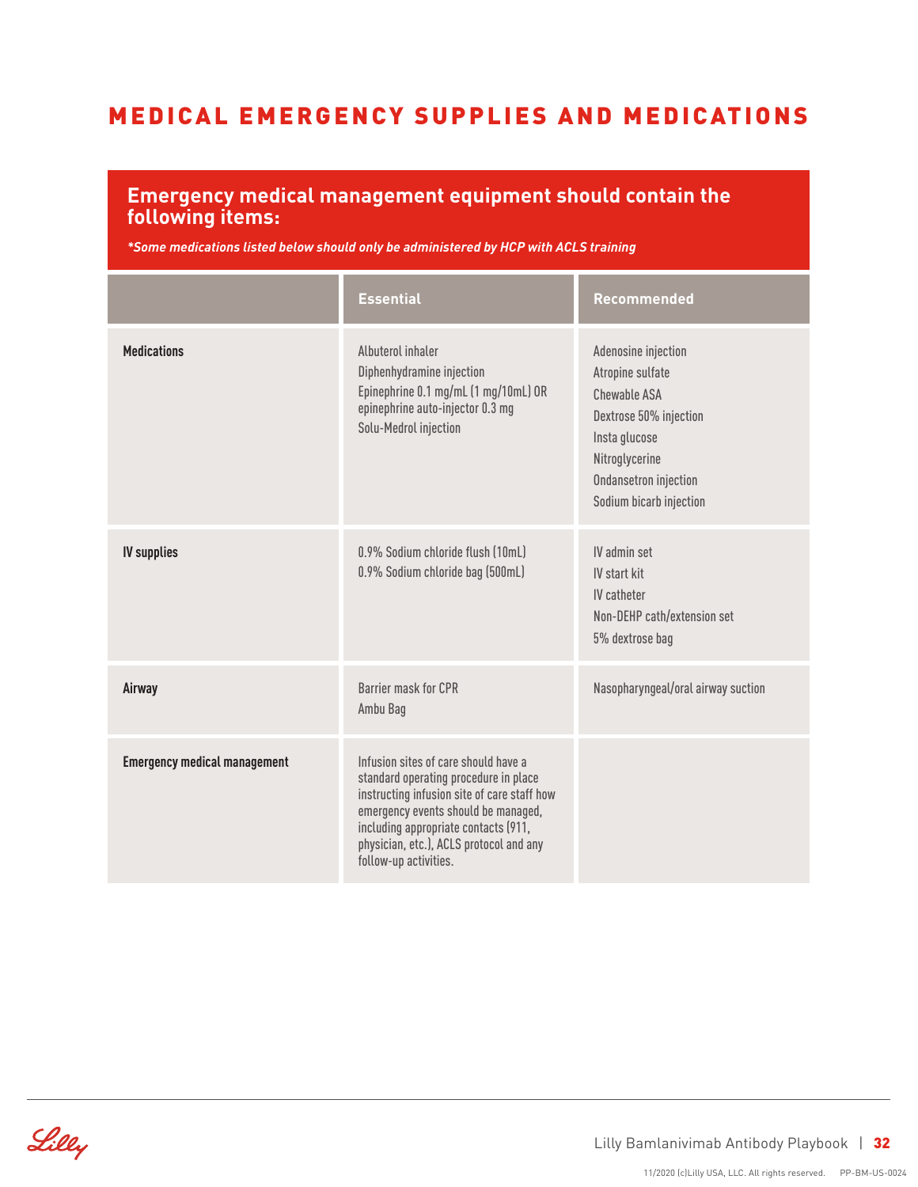# MEDICAL EMERGENCY SUPPLIES AND MEDICATIONS

## Emergency medical management equipment should contain the following items:

***Some medications listed below should only be administered by HCP with ACLS training***

| | Essential | Recommended |
|---|---|---|
| **Medications** | Albuterol inhaler<br>Diphenhydramine injection<br>Epinephrine 0.1 mg/mL (1 mg/10mL) OR epinephrine auto-injector 0.3 mg<br>Solu-Medrol injection | Adenosine injection<br>Atropine sulfate<br>Chewable ASA<br>Dextrose 50% injection<br>Insta glucose<br>Nitroglycerine<br>Ondansetron injection<br>Sodium bicarb injection |
| **IV supplies** | 0.9% Sodium chloride flush (10mL)<br>0.9% Sodium chloride bag (500mL) | IV admin set<br>IV start kit<br>IV catheter<br>Non-DEHP cath/extension set<br>5% dextrose bag |
| **Airway** | Barrier mask for CPR<br>Ambu Bag | Nasopharyngeal/oral airway suction |
| **Emergency medical management** | Infusion sites of care should have a standard operating procedure in place instructing infusion site of care staff how emergency events should be managed, including appropriate contacts (911, physician, etc.), ACLS protocol and any follow-up activities. | |

11/2020 (c)Lilly USA, LLC. All rights reserved. PP-BM-US-0024